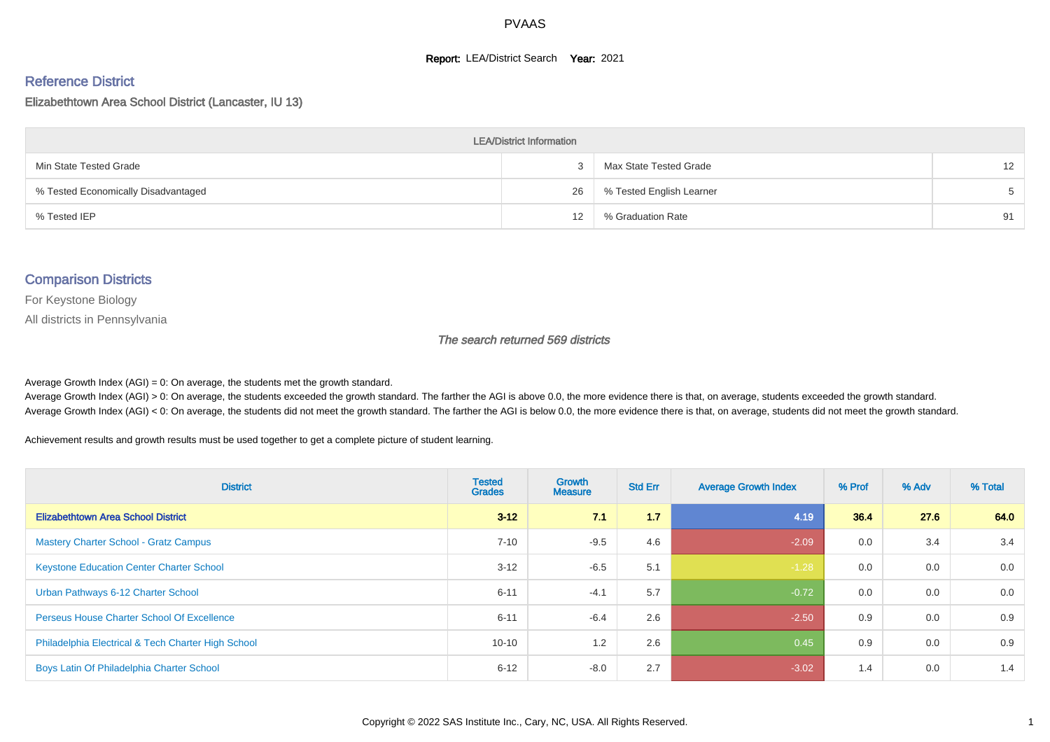PVAAS

**Report:** LEA/District Search **Year:** 2021

## Reference District

Elizabethtown Area School District (Lancaster, IU 13)

| LEA/District Information | | | |
|---|---|---|---|
| Min State Tested Grade | 3 | Max State Tested Grade | 12 |
| % Tested Economically Disadvantaged | 26 | % Tested English Learner | 5 |
| % Tested IEP | 12 | % Graduation Rate | 91 |

## Comparison Districts

For Keystone Biology

All districts in Pennsylvania

*The search returned 569 districts*

Average Growth Index (AGI) = 0: On average, the students met the growth standard.
Average Growth Index (AGI) > 0: On average, the students exceeded the growth standard. The farther the AGI is above 0.0, the more evidence there is that, on average, students exceeded the growth standard.
Average Growth Index (AGI) < 0: On average, the students did not meet the growth standard. The farther the AGI is below 0.0, the more evidence there is that, on average, students did not meet the growth standard.

Achievement results and growth results must be used together to get a complete picture of student learning.

| District | Tested Grades | Growth Measure | Std Err | Average Growth Index | % Prof | % Adv | % Total |
|---|---|---|---|---|---|---|---|
| **Elizabethtown Area School District** | **3-12** | **7.1** | **1.7** | **4.19** | **36.4** | **27.6** | **64.0** |
| Mastery Charter School - Gratz Campus | 7-10 | -9.5 | 4.6 | -2.09 | 0.0 | 3.4 | 3.4 |
| Keystone Education Center Charter School | 3-12 | -6.5 | 5.1 | -1.28 | 0.0 | 0.0 | 0.0 |
| Urban Pathways 6-12 Charter School | 6-11 | -4.1 | 5.7 | -0.72 | 0.0 | 0.0 | 0.0 |
| Perseus House Charter School Of Excellence | 6-11 | -6.4 | 2.6 | -2.50 | 0.9 | 0.0 | 0.9 |
| Philadelphia Electrical & Tech Charter High School | 10-10 | 1.2 | 2.6 | 0.45 | 0.9 | 0.0 | 0.9 |
| Boys Latin Of Philadelphia Charter School | 6-12 | -8.0 | 2.7 | -3.02 | 1.4 | 0.0 | 1.4 |

Copyright © 2022 SAS Institute Inc., Cary, NC, USA. All Rights Reserved.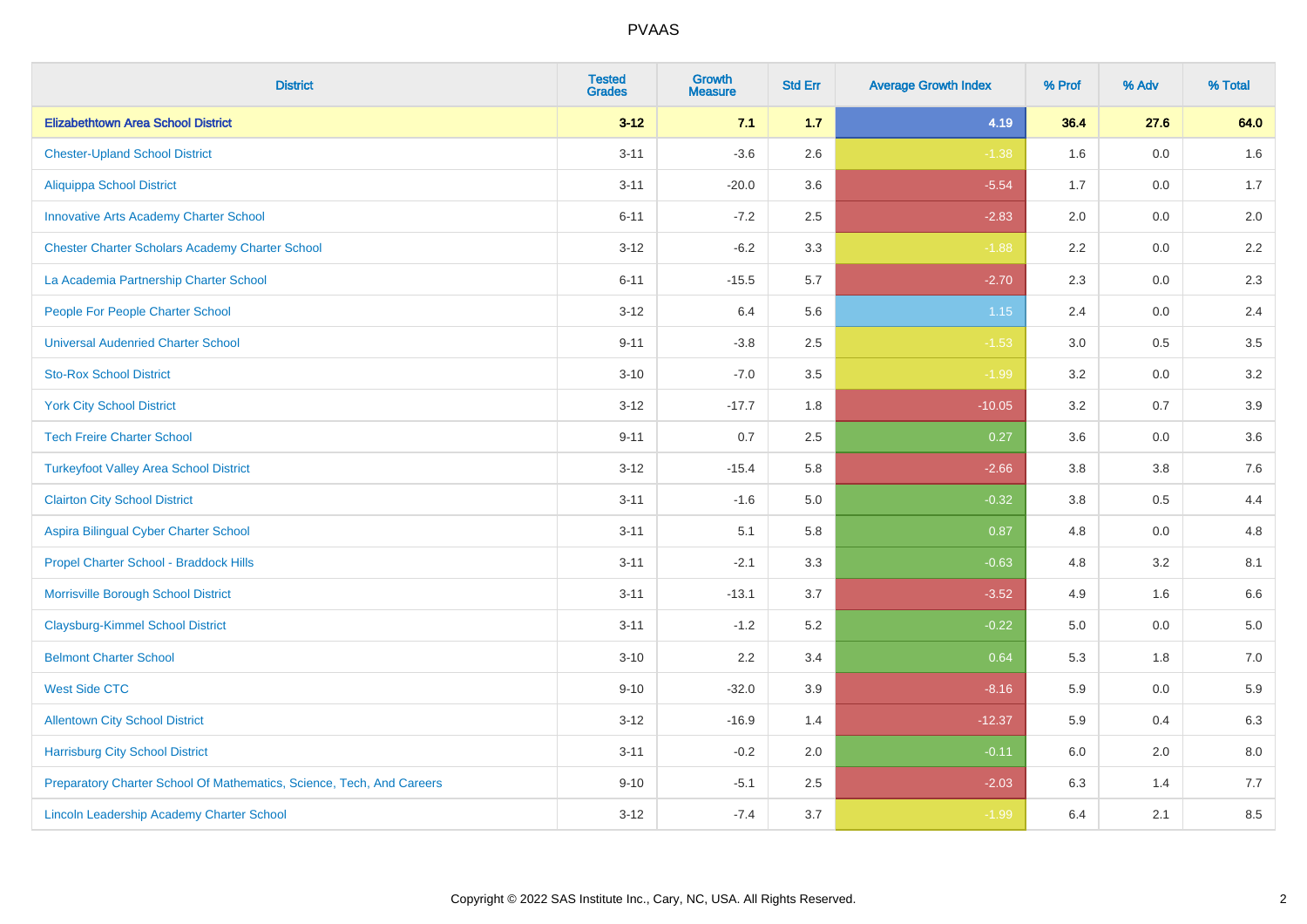# PVAAS

| District | Tested Grades | Growth Measure | Std Err | Average Growth Index | % Prof | % Adv | % Total |
|---|---|---|---|---|---|---|---|
| **Elizabethtown Area School District** | **3-12** | **7.1** | **1.7** | **4.19** | **36.4** | **27.6** | **64.0** |
| Chester-Upland School District | 3-11 | -3.6 | 2.6 | -1.38 | 1.6 | 0.0 | 1.6 |
| Aliquippa School District | 3-11 | -20.0 | 3.6 | -5.54 | 1.7 | 0.0 | 1.7 |
| Innovative Arts Academy Charter School | 6-11 | -7.2 | 2.5 | -2.83 | 2.0 | 0.0 | 2.0 |
| Chester Charter Scholars Academy Charter School | 3-12 | -6.2 | 3.3 | -1.88 | 2.2 | 0.0 | 2.2 |
| La Academia Partnership Charter School | 6-11 | -15.5 | 5.7 | -2.70 | 2.3 | 0.0 | 2.3 |
| People For People Charter School | 3-12 | 6.4 | 5.6 | 1.15 | 2.4 | 0.0 | 2.4 |
| Universal Audenried Charter School | 9-11 | -3.8 | 2.5 | -1.53 | 3.0 | 0.5 | 3.5 |
| Sto-Rox School District | 3-10 | -7.0 | 3.5 | -1.99 | 3.2 | 0.0 | 3.2 |
| York City School District | 3-12 | -17.7 | 1.8 | -10.05 | 3.2 | 0.7 | 3.9 |
| Tech Freire Charter School | 9-11 | 0.7 | 2.5 | 0.27 | 3.6 | 0.0 | 3.6 |
| Turkeyfoot Valley Area School District | 3-12 | -15.4 | 5.8 | -2.66 | 3.8 | 3.8 | 7.6 |
| Clairton City School District | 3-11 | -1.6 | 5.0 | -0.32 | 3.8 | 0.5 | 4.4 |
| Aspira Bilingual Cyber Charter School | 3-11 | 5.1 | 5.8 | 0.87 | 4.8 | 0.0 | 4.8 |
| Propel Charter School - Braddock Hills | 3-11 | -2.1 | 3.3 | -0.63 | 4.8 | 3.2 | 8.1 |
| Morrisville Borough School District | 3-11 | -13.1 | 3.7 | -3.52 | 4.9 | 1.6 | 6.6 |
| Claysburg-Kimmel School District | 3-11 | -1.2 | 5.2 | -0.22 | 5.0 | 0.0 | 5.0 |
| Belmont Charter School | 3-10 | 2.2 | 3.4 | 0.64 | 5.3 | 1.8 | 7.0 |
| West Side CTC | 9-10 | -32.0 | 3.9 | -8.16 | 5.9 | 0.0 | 5.9 |
| Allentown City School District | 3-12 | -16.9 | 1.4 | -12.37 | 5.9 | 0.4 | 6.3 |
| Harrisburg City School District | 3-11 | -0.2 | 2.0 | -0.11 | 6.0 | 2.0 | 8.0 |
| Preparatory Charter School Of Mathematics, Science, Tech, And Careers | 9-10 | -5.1 | 2.5 | -2.03 | 6.3 | 1.4 | 7.7 |
| Lincoln Leadership Academy Charter School | 3-12 | -7.4 | 3.7 | -1.99 | 6.4 | 2.1 | 8.5 |

Copyright © 2022 SAS Institute Inc., Cary, NC, USA. All Rights Reserved.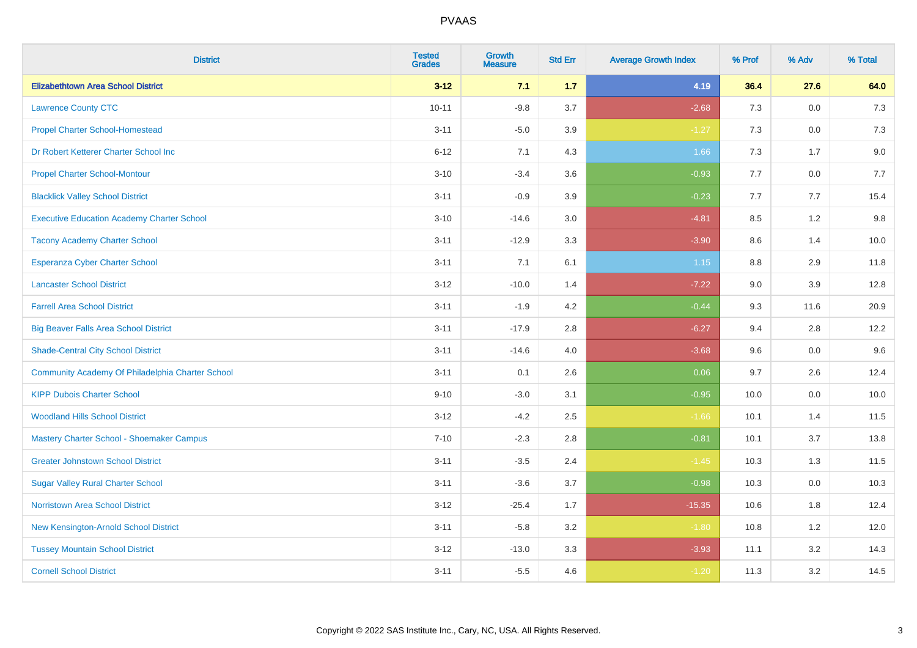| District | Tested Grades | Growth Measure | Std Err | Average Growth Index | % Prof | % Adv | % Total |
|---|---|---|---|---|---|---|---|
| **Elizabethtown Area School District** | **3-12** | **7.1** | **1.7** | **4.19** | **36.4** | **27.6** | **64.0** |
| Lawrence County CTC | 10-11 | -9.8 | 3.7 | -2.68 | 7.3 | 0.0 | 7.3 |
| Propel Charter School-Homestead | 3-11 | -5.0 | 3.9 | -1.27 | 7.3 | 0.0 | 7.3 |
| Dr Robert Ketterer Charter School Inc | 6-12 | 7.1 | 4.3 | 1.66 | 7.3 | 1.7 | 9.0 |
| Propel Charter School-Montour | 3-10 | -3.4 | 3.6 | -0.93 | 7.7 | 0.0 | 7.7 |
| Blacklick Valley School District | 3-11 | -0.9 | 3.9 | -0.23 | 7.7 | 7.7 | 15.4 |
| Executive Education Academy Charter School | 3-10 | -14.6 | 3.0 | -4.81 | 8.5 | 1.2 | 9.8 |
| Tacony Academy Charter School | 3-11 | -12.9 | 3.3 | -3.90 | 8.6 | 1.4 | 10.0 |
| Esperanza Cyber Charter School | 3-11 | 7.1 | 6.1 | 1.15 | 8.8 | 2.9 | 11.8 |
| Lancaster School District | 3-12 | -10.0 | 1.4 | -7.22 | 9.0 | 3.9 | 12.8 |
| Farrell Area School District | 3-11 | -1.9 | 4.2 | -0.44 | 9.3 | 11.6 | 20.9 |
| Big Beaver Falls Area School District | 3-11 | -17.9 | 2.8 | -6.27 | 9.4 | 2.8 | 12.2 |
| Shade-Central City School District | 3-11 | -14.6 | 4.0 | -3.68 | 9.6 | 0.0 | 9.6 |
| Community Academy Of Philadelphia Charter School | 3-11 | 0.1 | 2.6 | 0.06 | 9.7 | 2.6 | 12.4 |
| KIPP Dubois Charter School | 9-10 | -3.0 | 3.1 | -0.95 | 10.0 | 0.0 | 10.0 |
| Woodland Hills School District | 3-12 | -4.2 | 2.5 | -1.66 | 10.1 | 1.4 | 11.5 |
| Mastery Charter School - Shoemaker Campus | 7-10 | -2.3 | 2.8 | -0.81 | 10.1 | 3.7 | 13.8 |
| Greater Johnstown School District | 3-11 | -3.5 | 2.4 | -1.45 | 10.3 | 1.3 | 11.5 |
| Sugar Valley Rural Charter School | 3-11 | -3.6 | 3.7 | -0.98 | 10.3 | 0.0 | 10.3 |
| Norristown Area School District | 3-12 | -25.4 | 1.7 | -15.35 | 10.6 | 1.8 | 12.4 |
| New Kensington-Arnold School District | 3-11 | -5.8 | 3.2 | -1.80 | 10.8 | 1.2 | 12.0 |
| Tussey Mountain School District | 3-12 | -13.0 | 3.3 | -3.93 | 11.1 | 3.2 | 14.3 |
| Cornell School District | 3-11 | -5.5 | 4.6 | -1.20 | 11.3 | 3.2 | 14.5 |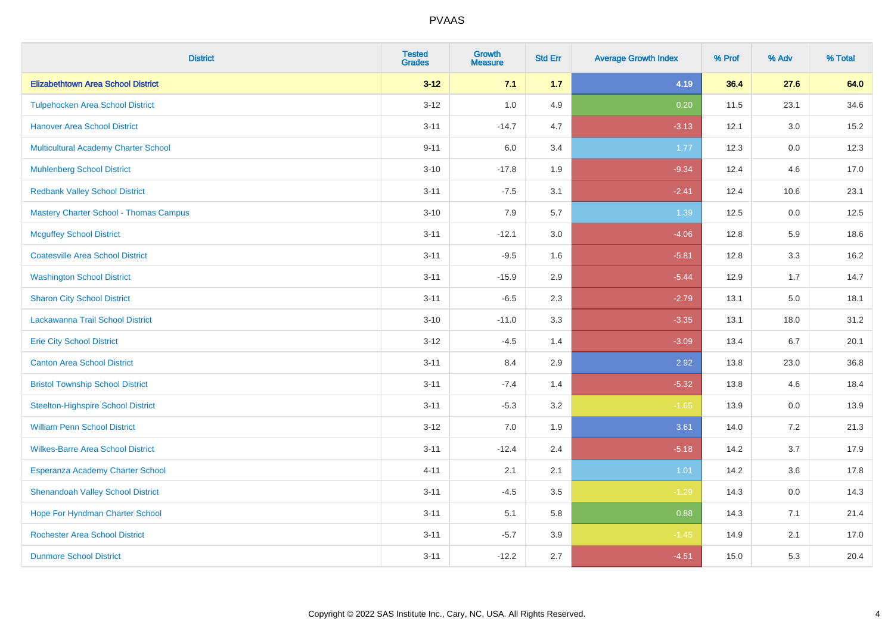# PVAAS

| District | Tested Grades | Growth Measure | Std Err | Average Growth Index | % Prof | % Adv | % Total |
|---|---|---|---|---|---|---|---|
| **Elizabethtown Area School District** | **3-12** | **7.1** | **1.7** | **4.19** | **36.4** | **27.6** | **64.0** |
| Tulpehocken Area School District | 3-12 | 1.0 | 4.9 | 0.20 | 11.5 | 23.1 | 34.6 |
| Hanover Area School District | 3-11 | -14.7 | 4.7 | -3.13 | 12.1 | 3.0 | 15.2 |
| Multicultural Academy Charter School | 9-11 | 6.0 | 3.4 | 1.77 | 12.3 | 0.0 | 12.3 |
| Muhlenberg School District | 3-10 | -17.8 | 1.9 | -9.34 | 12.4 | 4.6 | 17.0 |
| Redbank Valley School District | 3-11 | -7.5 | 3.1 | -2.41 | 12.4 | 10.6 | 23.1 |
| Mastery Charter School - Thomas Campus | 3-10 | 7.9 | 5.7 | 1.39 | 12.5 | 0.0 | 12.5 |
| Mcguffey School District | 3-11 | -12.1 | 3.0 | -4.06 | 12.8 | 5.9 | 18.6 |
| Coatesville Area School District | 3-11 | -9.5 | 1.6 | -5.81 | 12.8 | 3.3 | 16.2 |
| Washington School District | 3-11 | -15.9 | 2.9 | -5.44 | 12.9 | 1.7 | 14.7 |
| Sharon City School District | 3-11 | -6.5 | 2.3 | -2.79 | 13.1 | 5.0 | 18.1 |
| Lackawanna Trail School District | 3-10 | -11.0 | 3.3 | -3.35 | 13.1 | 18.0 | 31.2 |
| Erie City School District | 3-12 | -4.5 | 1.4 | -3.09 | 13.4 | 6.7 | 20.1 |
| Canton Area School District | 3-11 | 8.4 | 2.9 | 2.92 | 13.8 | 23.0 | 36.8 |
| Bristol Township School District | 3-11 | -7.4 | 1.4 | -5.32 | 13.8 | 4.6 | 18.4 |
| Steelton-Highspire School District | 3-11 | -5.3 | 3.2 | -1.65 | 13.9 | 0.0 | 13.9 |
| William Penn School District | 3-12 | 7.0 | 1.9 | 3.61 | 14.0 | 7.2 | 21.3 |
| Wilkes-Barre Area School District | 3-11 | -12.4 | 2.4 | -5.18 | 14.2 | 3.7 | 17.9 |
| Esperanza Academy Charter School | 4-11 | 2.1 | 2.1 | 1.01 | 14.2 | 3.6 | 17.8 |
| Shenandoah Valley School District | 3-11 | -4.5 | 3.5 | -1.29 | 14.3 | 0.0 | 14.3 |
| Hope For Hyndman Charter School | 3-11 | 5.1 | 5.8 | 0.88 | 14.3 | 7.1 | 21.4 |
| Rochester Area School District | 3-11 | -5.7 | 3.9 | -1.45 | 14.9 | 2.1 | 17.0 |
| Dunmore School District | 3-11 | -12.2 | 2.7 | -4.51 | 15.0 | 5.3 | 20.4 |

Copyright © 2022 SAS Institute Inc., Cary, NC, USA. All Rights Reserved.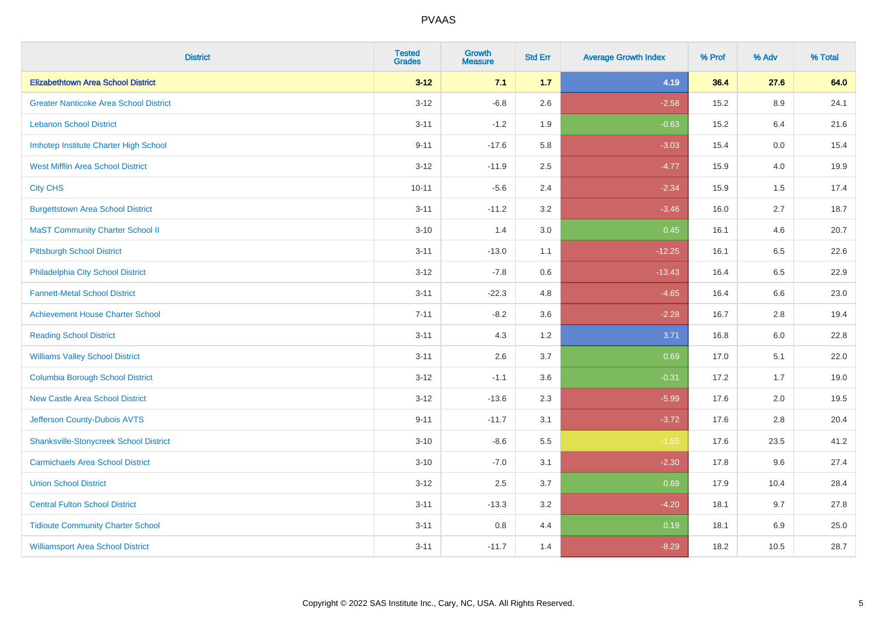# PVAAS

| District | Tested Grades | Growth Measure | Std Err | Average Growth Index | % Prof | % Adv | % Total |
|---|---|---|---|---|---|---|---|
| **Elizabethtown Area School District** | **3-12** | **7.1** | **1.7** | **4.19** | **36.4** | **27.6** | **64.0** |
| Greater Nanticoke Area School District | 3-12 | -6.8 | 2.6 | -2.58 | 15.2 | 8.9 | 24.1 |
| Lebanon School District | 3-11 | -1.2 | 1.9 | -0.63 | 15.2 | 6.4 | 21.6 |
| Imhotep Institute Charter High School | 9-11 | -17.6 | 5.8 | -3.03 | 15.4 | 0.0 | 15.4 |
| West Mifflin Area School District | 3-12 | -11.9 | 2.5 | -4.77 | 15.9 | 4.0 | 19.9 |
| City CHS | 10-11 | -5.6 | 2.4 | -2.34 | 15.9 | 1.5 | 17.4 |
| Burgettstown Area School District | 3-11 | -11.2 | 3.2 | -3.46 | 16.0 | 2.7 | 18.7 |
| MaST Community Charter School II | 3-10 | 1.4 | 3.0 | 0.45 | 16.1 | 4.6 | 20.7 |
| Pittsburgh School District | 3-11 | -13.0 | 1.1 | -12.25 | 16.1 | 6.5 | 22.6 |
| Philadelphia City School District | 3-12 | -7.8 | 0.6 | -13.43 | 16.4 | 6.5 | 22.9 |
| Fannett-Metal School District | 3-11 | -22.3 | 4.8 | -4.65 | 16.4 | 6.6 | 23.0 |
| Achievement House Charter School | 7-11 | -8.2 | 3.6 | -2.28 | 16.7 | 2.8 | 19.4 |
| Reading School District | 3-11 | 4.3 | 1.2 | 3.71 | 16.8 | 6.0 | 22.8 |
| Williams Valley School District | 3-11 | 2.6 | 3.7 | 0.69 | 17.0 | 5.1 | 22.0 |
| Columbia Borough School District | 3-12 | -1.1 | 3.6 | -0.31 | 17.2 | 1.7 | 19.0 |
| New Castle Area School District | 3-12 | -13.6 | 2.3 | -5.99 | 17.6 | 2.0 | 19.5 |
| Jefferson County-Dubois AVTS | 9-11 | -11.7 | 3.1 | -3.72 | 17.6 | 2.8 | 20.4 |
| Shanksville-Stonycreek School District | 3-10 | -8.6 | 5.5 | -1.55 | 17.6 | 23.5 | 41.2 |
| Carmichaels Area School District | 3-10 | -7.0 | 3.1 | -2.30 | 17.8 | 9.6 | 27.4 |
| Union School District | 3-12 | 2.5 | 3.7 | 0.69 | 17.9 | 10.4 | 28.4 |
| Central Fulton School District | 3-11 | -13.3 | 3.2 | -4.20 | 18.1 | 9.7 | 27.8 |
| Tidioute Community Charter School | 3-11 | 0.8 | 4.4 | 0.19 | 18.1 | 6.9 | 25.0 |
| Williamsport Area School District | 3-11 | -11.7 | 1.4 | -8.29 | 18.2 | 10.5 | 28.7 |

Copyright © 2022 SAS Institute Inc., Cary, NC, USA. All Rights Reserved.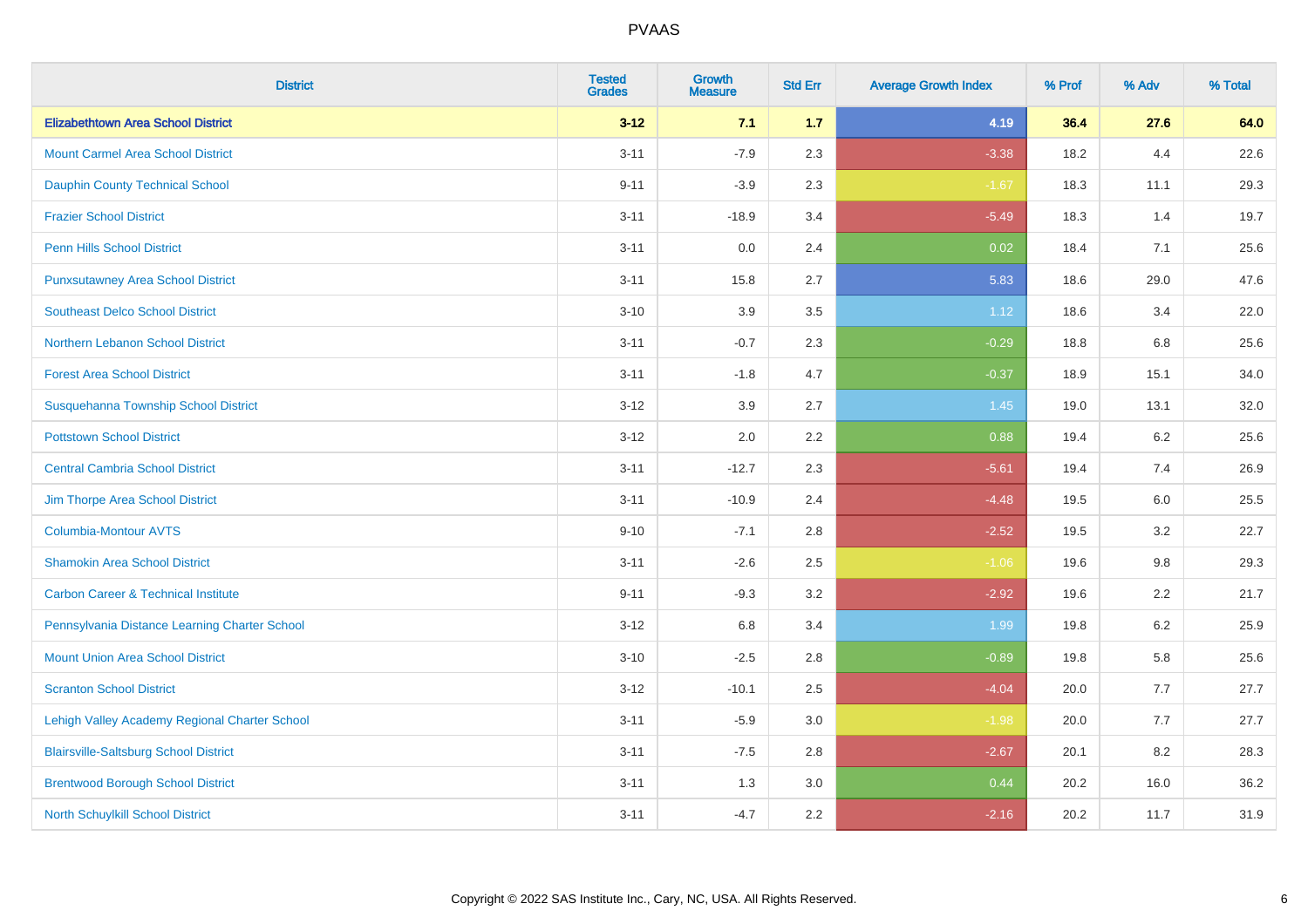# PVAAS

| District | Tested Grades | Growth Measure | Std Err | Average Growth Index | % Prof | % Adv | % Total |
|---|---|---|---|---|---|---|---|
| **Elizabethtown Area School District** | **3-12** | **7.1** | **1.7** | **4.19** | **36.4** | **27.6** | **64.0** |
| Mount Carmel Area School District | 3-11 | -7.9 | 2.3 | -3.38 | 18.2 | 4.4 | 22.6 |
| Dauphin County Technical School | 9-11 | -3.9 | 2.3 | -1.67 | 18.3 | 11.1 | 29.3 |
| Frazier School District | 3-11 | -18.9 | 3.4 | -5.49 | 18.3 | 1.4 | 19.7 |
| Penn Hills School District | 3-11 | 0.0 | 2.4 | 0.02 | 18.4 | 7.1 | 25.6 |
| Punxsutawney Area School District | 3-11 | 15.8 | 2.7 | 5.83 | 18.6 | 29.0 | 47.6 |
| Southeast Delco School District | 3-10 | 3.9 | 3.5 | 1.12 | 18.6 | 3.4 | 22.0 |
| Northern Lebanon School District | 3-11 | -0.7 | 2.3 | -0.29 | 18.8 | 6.8 | 25.6 |
| Forest Area School District | 3-11 | -1.8 | 4.7 | -0.37 | 18.9 | 15.1 | 34.0 |
| Susquehanna Township School District | 3-12 | 3.9 | 2.7 | 1.45 | 19.0 | 13.1 | 32.0 |
| Pottstown School District | 3-12 | 2.0 | 2.2 | 0.88 | 19.4 | 6.2 | 25.6 |
| Central Cambria School District | 3-11 | -12.7 | 2.3 | -5.61 | 19.4 | 7.4 | 26.9 |
| Jim Thorpe Area School District | 3-11 | -10.9 | 2.4 | -4.48 | 19.5 | 6.0 | 25.5 |
| Columbia-Montour AVTS | 9-10 | -7.1 | 2.8 | -2.52 | 19.5 | 3.2 | 22.7 |
| Shamokin Area School District | 3-11 | -2.6 | 2.5 | -1.06 | 19.6 | 9.8 | 29.3 |
| Carbon Career & Technical Institute | 9-11 | -9.3 | 3.2 | -2.92 | 19.6 | 2.2 | 21.7 |
| Pennsylvania Distance Learning Charter School | 3-12 | 6.8 | 3.4 | 1.99 | 19.8 | 6.2 | 25.9 |
| Mount Union Area School District | 3-10 | -2.5 | 2.8 | -0.89 | 19.8 | 5.8 | 25.6 |
| Scranton School District | 3-12 | -10.1 | 2.5 | -4.04 | 20.0 | 7.7 | 27.7 |
| Lehigh Valley Academy Regional Charter School | 3-11 | -5.9 | 3.0 | -1.98 | 20.0 | 7.7 | 27.7 |
| Blairsville-Saltsburg School District | 3-11 | -7.5 | 2.8 | -2.67 | 20.1 | 8.2 | 28.3 |
| Brentwood Borough School District | 3-11 | 1.3 | 3.0 | 0.44 | 20.2 | 16.0 | 36.2 |
| North Schuylkill School District | 3-11 | -4.7 | 2.2 | -2.16 | 20.2 | 11.7 | 31.9 |

Copyright © 2022 SAS Institute Inc., Cary, NC, USA. All Rights Reserved.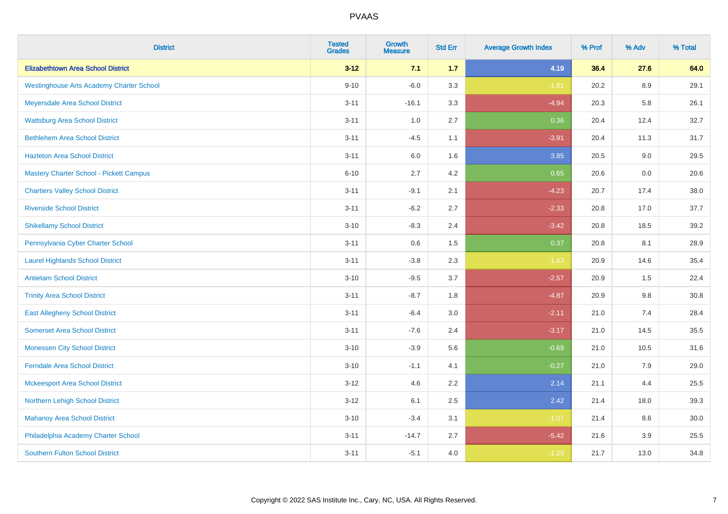# PVAAS

| District | Tested Grades | Growth Measure | Std Err | Average Growth Index | % Prof | % Adv | % Total |
|---|---|---|---|---|---|---|---|
| **Elizabethtown Area School District** | **3-12** | **7.1** | **1.7** | **4.19** | **36.4** | **27.6** | **64.0** |
| Westinghouse Arts Academy Charter School | 9-10 | -6.0 | 3.3 | -1.81 | 20.2 | 8.9 | 29.1 |
| Meyersdale Area School District | 3-11 | -16.1 | 3.3 | -4.94 | 20.3 | 5.8 | 26.1 |
| Wattsburg Area School District | 3-11 | 1.0 | 2.7 | 0.36 | 20.4 | 12.4 | 32.7 |
| Bethlehem Area School District | 3-11 | -4.5 | 1.1 | -3.91 | 20.4 | 11.3 | 31.7 |
| Hazleton Area School District | 3-11 | 6.0 | 1.6 | 3.85 | 20.5 | 9.0 | 29.5 |
| Mastery Charter School - Pickett Campus | 6-10 | 2.7 | 4.2 | 0.65 | 20.6 | 0.0 | 20.6 |
| Chartiers Valley School District | 3-11 | -9.1 | 2.1 | -4.23 | 20.7 | 17.4 | 38.0 |
| Riverside School District | 3-11 | -6.2 | 2.7 | -2.33 | 20.8 | 17.0 | 37.7 |
| Shikellamy School District | 3-10 | -8.3 | 2.4 | -3.42 | 20.8 | 18.5 | 39.2 |
| Pennsylvania Cyber Charter School | 3-11 | 0.6 | 1.5 | 0.37 | 20.8 | 8.1 | 28.9 |
| Laurel Highlands School District | 3-11 | -3.8 | 2.3 | -1.63 | 20.9 | 14.6 | 35.4 |
| Antietam School District | 3-10 | -9.5 | 3.7 | -2.57 | 20.9 | 1.5 | 22.4 |
| Trinity Area School District | 3-11 | -8.7 | 1.8 | -4.87 | 20.9 | 9.8 | 30.8 |
| East Allegheny School District | 3-11 | -6.4 | 3.0 | -2.11 | 21.0 | 7.4 | 28.4 |
| Somerset Area School District | 3-11 | -7.6 | 2.4 | -3.17 | 21.0 | 14.5 | 35.5 |
| Monessen City School District | 3-10 | -3.9 | 5.6 | -0.69 | 21.0 | 10.5 | 31.6 |
| Ferndale Area School District | 3-10 | -1.1 | 4.1 | -0.27 | 21.0 | 7.9 | 29.0 |
| Mckeesport Area School District | 3-12 | 4.6 | 2.2 | 2.14 | 21.1 | 4.4 | 25.5 |
| Northern Lehigh School District | 3-12 | 6.1 | 2.5 | 2.42 | 21.4 | 18.0 | 39.3 |
| Mahanoy Area School District | 3-10 | -3.4 | 3.1 | -1.07 | 21.4 | 8.6 | 30.0 |
| Philadelphia Academy Charter School | 3-11 | -14.7 | 2.7 | -5.42 | 21.6 | 3.9 | 25.5 |
| Southern Fulton School District | 3-11 | -5.1 | 4.0 | -1.29 | 21.7 | 13.0 | 34.8 |

Copyright © 2022 SAS Institute Inc., Cary, NC, USA. All Rights Reserved.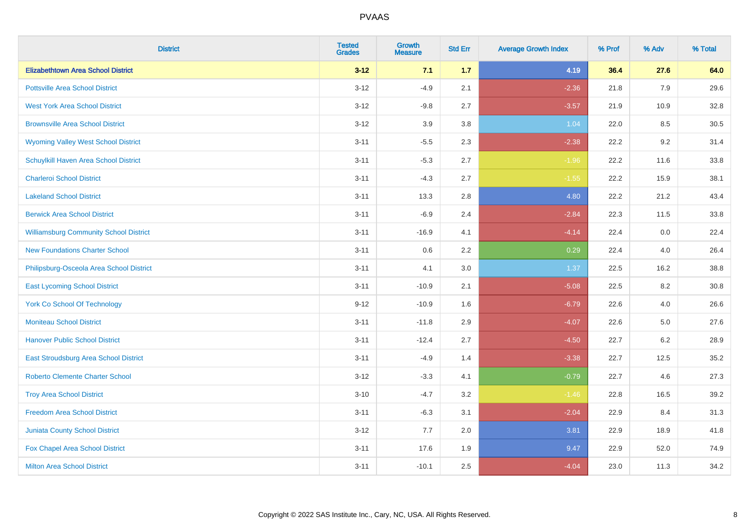# PVAAS

| District | Tested Grades | Growth Measure | Std Err | Average Growth Index | % Prof | % Adv | % Total |
|---|---|---|---|---|---|---|---|
| **Elizabethtown Area School District** | **3-12** | **7.1** | **1.7** | **4.19** | **36.4** | **27.6** | **64.0** |
| Pottsville Area School District | 3-12 | -4.9 | 2.1 | -2.36 | 21.8 | 7.9 | 29.6 |
| West York Area School District | 3-12 | -9.8 | 2.7 | -3.57 | 21.9 | 10.9 | 32.8 |
| Brownsville Area School District | 3-12 | 3.9 | 3.8 | 1.04 | 22.0 | 8.5 | 30.5 |
| Wyoming Valley West School District | 3-11 | -5.5 | 2.3 | -2.38 | 22.2 | 9.2 | 31.4 |
| Schuylkill Haven Area School District | 3-11 | -5.3 | 2.7 | -1.96 | 22.2 | 11.6 | 33.8 |
| Charleroi School District | 3-11 | -4.3 | 2.7 | -1.55 | 22.2 | 15.9 | 38.1 |
| Lakeland School District | 3-11 | 13.3 | 2.8 | 4.80 | 22.2 | 21.2 | 43.4 |
| Berwick Area School District | 3-11 | -6.9 | 2.4 | -2.84 | 22.3 | 11.5 | 33.8 |
| Williamsburg Community School District | 3-11 | -16.9 | 4.1 | -4.14 | 22.4 | 0.0 | 22.4 |
| New Foundations Charter School | 3-11 | 0.6 | 2.2 | 0.29 | 22.4 | 4.0 | 26.4 |
| Philipsburg-Osceola Area School District | 3-11 | 4.1 | 3.0 | 1.37 | 22.5 | 16.2 | 38.8 |
| East Lycoming School District | 3-11 | -10.9 | 2.1 | -5.08 | 22.5 | 8.2 | 30.8 |
| York Co School Of Technology | 9-12 | -10.9 | 1.6 | -6.79 | 22.6 | 4.0 | 26.6 |
| Moniteau School District | 3-11 | -11.8 | 2.9 | -4.07 | 22.6 | 5.0 | 27.6 |
| Hanover Public School District | 3-11 | -12.4 | 2.7 | -4.50 | 22.7 | 6.2 | 28.9 |
| East Stroudsburg Area School District | 3-11 | -4.9 | 1.4 | -3.38 | 22.7 | 12.5 | 35.2 |
| Roberto Clemente Charter School | 3-12 | -3.3 | 4.1 | -0.79 | 22.7 | 4.6 | 27.3 |
| Troy Area School District | 3-10 | -4.7 | 3.2 | -1.46 | 22.8 | 16.5 | 39.2 |
| Freedom Area School District | 3-11 | -6.3 | 3.1 | -2.04 | 22.9 | 8.4 | 31.3 |
| Juniata County School District | 3-12 | 7.7 | 2.0 | 3.81 | 22.9 | 18.9 | 41.8 |
| Fox Chapel Area School District | 3-11 | 17.6 | 1.9 | 9.47 | 22.9 | 52.0 | 74.9 |
| Milton Area School District | 3-11 | -10.1 | 2.5 | -4.04 | 23.0 | 11.3 | 34.2 |

Copyright © 2022 SAS Institute Inc., Cary, NC, USA. All Rights Reserved.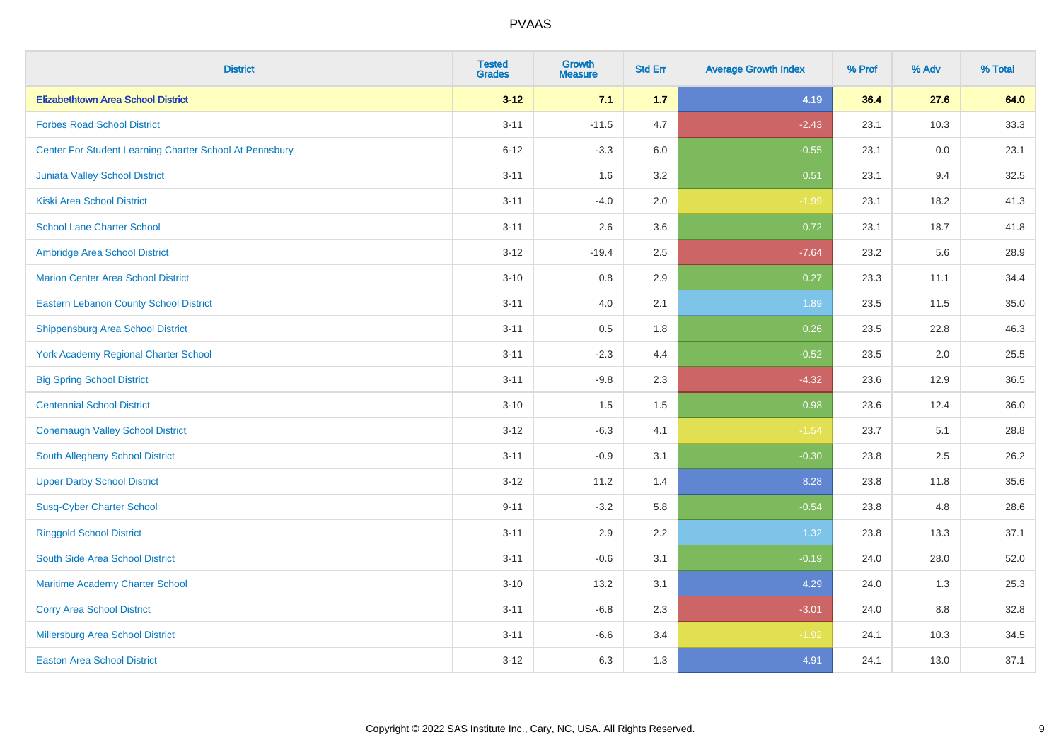# PVAAS

| District | Tested Grades | Growth Measure | Std Err | Average Growth Index | % Prof | % Adv | % Total |
|---|---|---|---|---|---|---|---|
| **Elizabethtown Area School District** | **3-12** | **7.1** | **1.7** | **4.19** | **36.4** | **27.6** | **64.0** |
| Forbes Road School District | 3-11 | -11.5 | 4.7 | -2.43 | 23.1 | 10.3 | 33.3 |
| Center For Student Learning Charter School At Pennsbury | 6-12 | -3.3 | 6.0 | -0.55 | 23.1 | 0.0 | 23.1 |
| Juniata Valley School District | 3-11 | 1.6 | 3.2 | 0.51 | 23.1 | 9.4 | 32.5 |
| Kiski Area School District | 3-11 | -4.0 | 2.0 | -1.99 | 23.1 | 18.2 | 41.3 |
| School Lane Charter School | 3-11 | 2.6 | 3.6 | 0.72 | 23.1 | 18.7 | 41.8 |
| Ambridge Area School District | 3-12 | -19.4 | 2.5 | -7.64 | 23.2 | 5.6 | 28.9 |
| Marion Center Area School District | 3-10 | 0.8 | 2.9 | 0.27 | 23.3 | 11.1 | 34.4 |
| Eastern Lebanon County School District | 3-11 | 4.0 | 2.1 | 1.89 | 23.5 | 11.5 | 35.0 |
| Shippensburg Area School District | 3-11 | 0.5 | 1.8 | 0.26 | 23.5 | 22.8 | 46.3 |
| York Academy Regional Charter School | 3-11 | -2.3 | 4.4 | -0.52 | 23.5 | 2.0 | 25.5 |
| Big Spring School District | 3-11 | -9.8 | 2.3 | -4.32 | 23.6 | 12.9 | 36.5 |
| Centennial School District | 3-10 | 1.5 | 1.5 | 0.98 | 23.6 | 12.4 | 36.0 |
| Conemaugh Valley School District | 3-12 | -6.3 | 4.1 | -1.54 | 23.7 | 5.1 | 28.8 |
| South Allegheny School District | 3-11 | -0.9 | 3.1 | -0.30 | 23.8 | 2.5 | 26.2 |
| Upper Darby School District | 3-12 | 11.2 | 1.4 | 8.28 | 23.8 | 11.8 | 35.6 |
| Susq-Cyber Charter School | 9-11 | -3.2 | 5.8 | -0.54 | 23.8 | 4.8 | 28.6 |
| Ringgold School District | 3-11 | 2.9 | 2.2 | 1.32 | 23.8 | 13.3 | 37.1 |
| South Side Area School District | 3-11 | -0.6 | 3.1 | -0.19 | 24.0 | 28.0 | 52.0 |
| Maritime Academy Charter School | 3-10 | 13.2 | 3.1 | 4.29 | 24.0 | 1.3 | 25.3 |
| Corry Area School District | 3-11 | -6.8 | 2.3 | -3.01 | 24.0 | 8.8 | 32.8 |
| Millersburg Area School District | 3-11 | -6.6 | 3.4 | -1.92 | 24.1 | 10.3 | 34.5 |
| Easton Area School District | 3-12 | 6.3 | 1.3 | 4.91 | 24.1 | 13.0 | 37.1 |

Copyright © 2022 SAS Institute Inc., Cary, NC, USA. All Rights Reserved.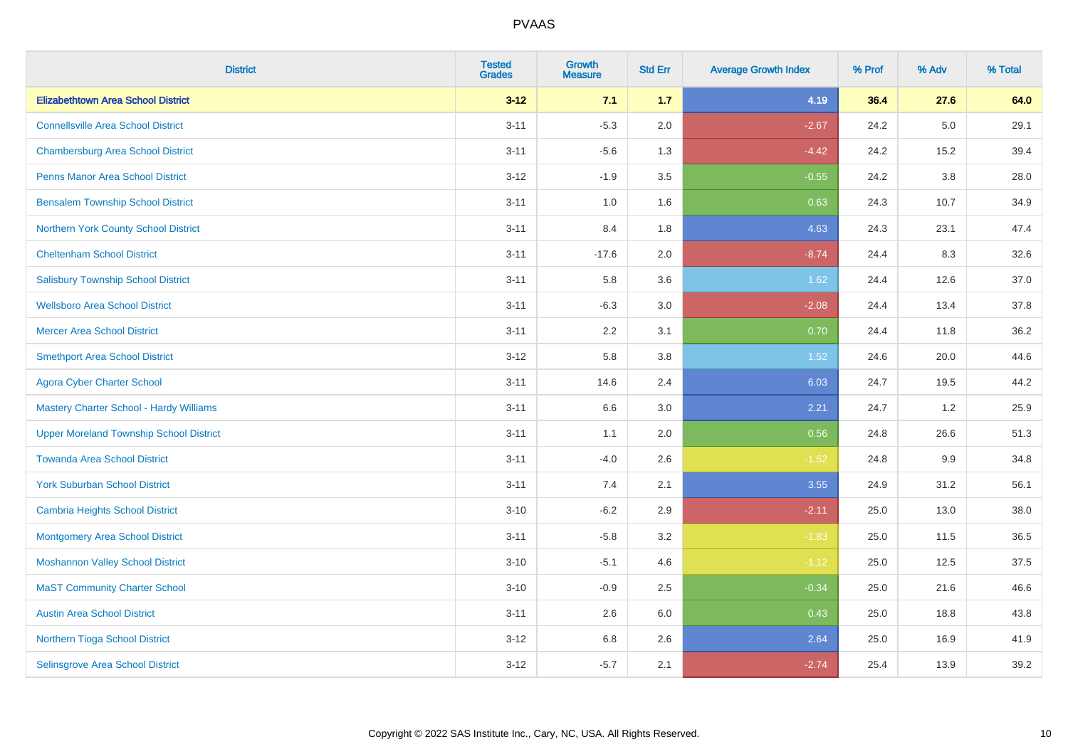PVAAS

| District | Tested Grades | Growth Measure | Std Err | Average Growth Index | % Prof | % Adv | % Total |
|---|---|---|---|---|---|---|---|
| **Elizabethtown Area School District** | **3-12** | **7.1** | **1.7** | **4.19** | **36.4** | **27.6** | **64.0** |
| Connellsville Area School District | 3-11 | -5.3 | 2.0 | -2.67 | 24.2 | 5.0 | 29.1 |
| Chambersburg Area School District | 3-11 | -5.6 | 1.3 | -4.42 | 24.2 | 15.2 | 39.4 |
| Penns Manor Area School District | 3-12 | -1.9 | 3.5 | -0.55 | 24.2 | 3.8 | 28.0 |
| Bensalem Township School District | 3-11 | 1.0 | 1.6 | 0.63 | 24.3 | 10.7 | 34.9 |
| Northern York County School District | 3-11 | 8.4 | 1.8 | 4.63 | 24.3 | 23.1 | 47.4 |
| Cheltenham School District | 3-11 | -17.6 | 2.0 | -8.74 | 24.4 | 8.3 | 32.6 |
| Salisbury Township School District | 3-11 | 5.8 | 3.6 | 1.62 | 24.4 | 12.6 | 37.0 |
| Wellsboro Area School District | 3-11 | -6.3 | 3.0 | -2.08 | 24.4 | 13.4 | 37.8 |
| Mercer Area School District | 3-11 | 2.2 | 3.1 | 0.70 | 24.4 | 11.8 | 36.2 |
| Smethport Area School District | 3-12 | 5.8 | 3.8 | 1.52 | 24.6 | 20.0 | 44.6 |
| Agora Cyber Charter School | 3-11 | 14.6 | 2.4 | 6.03 | 24.7 | 19.5 | 44.2 |
| Mastery Charter School - Hardy Williams | 3-11 | 6.6 | 3.0 | 2.21 | 24.7 | 1.2 | 25.9 |
| Upper Moreland Township School District | 3-11 | 1.1 | 2.0 | 0.56 | 24.8 | 26.6 | 51.3 |
| Towanda Area School District | 3-11 | -4.0 | 2.6 | -1.52 | 24.8 | 9.9 | 34.8 |
| York Suburban School District | 3-11 | 7.4 | 2.1 | 3.55 | 24.9 | 31.2 | 56.1 |
| Cambria Heights School District | 3-10 | -6.2 | 2.9 | -2.11 | 25.0 | 13.0 | 38.0 |
| Montgomery Area School District | 3-11 | -5.8 | 3.2 | -1.83 | 25.0 | 11.5 | 36.5 |
| Moshannon Valley School District | 3-10 | -5.1 | 4.6 | -1.12 | 25.0 | 12.5 | 37.5 |
| MaST Community Charter School | 3-10 | -0.9 | 2.5 | -0.34 | 25.0 | 21.6 | 46.6 |
| Austin Area School District | 3-11 | 2.6 | 6.0 | 0.43 | 25.0 | 18.8 | 43.8 |
| Northern Tioga School District | 3-12 | 6.8 | 2.6 | 2.64 | 25.0 | 16.9 | 41.9 |
| Selinsgrove Area School District | 3-12 | -5.7 | 2.1 | -2.74 | 25.4 | 13.9 | 39.2 |

Copyright © 2022 SAS Institute Inc., Cary, NC, USA. All Rights Reserved.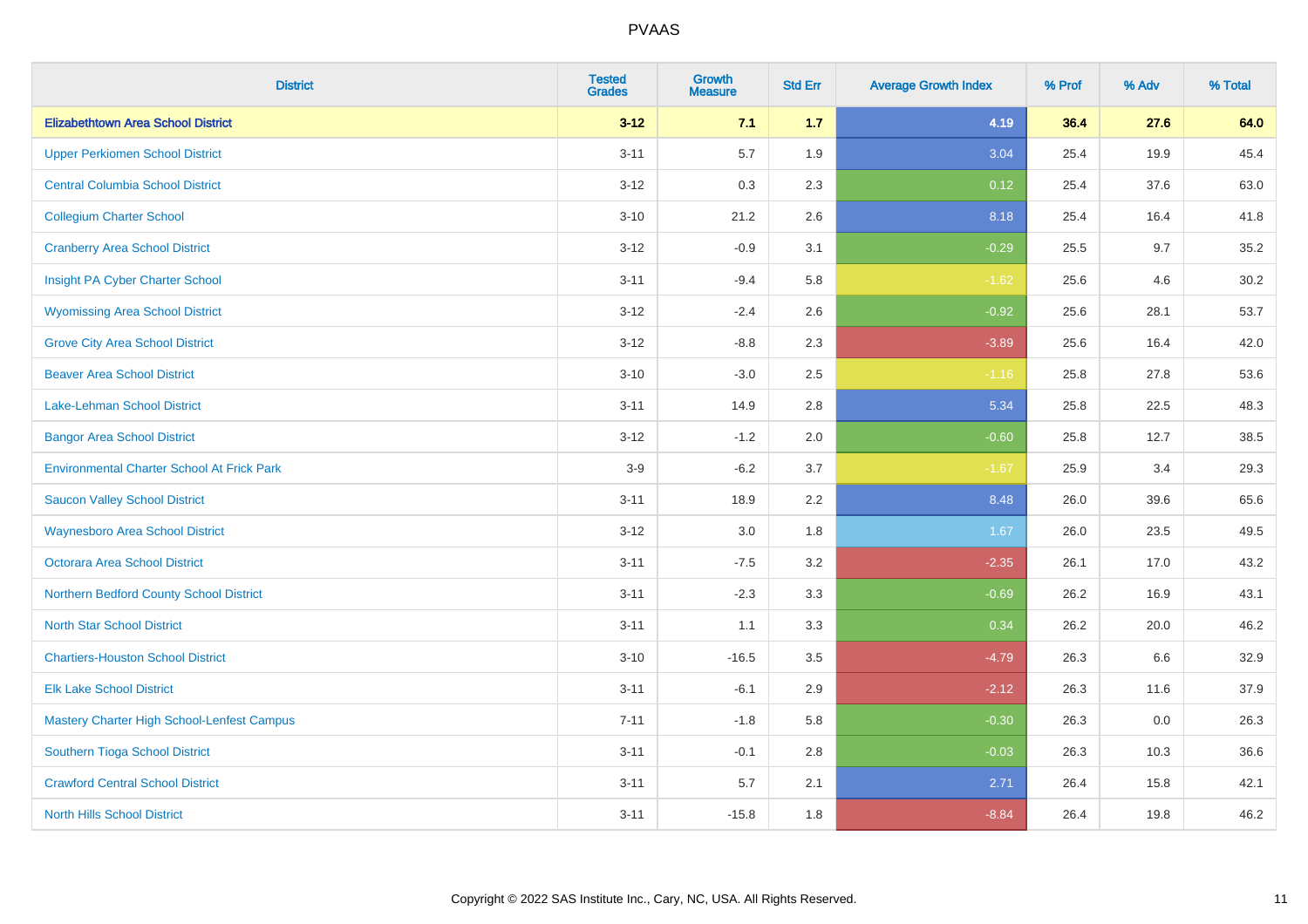PVAAS

| District | Tested Grades | Growth Measure | Std Err | Average Growth Index | % Prof | % Adv | % Total |
|---|---|---|---|---|---|---|---|
| **Elizabethtown Area School District** | **3-12** | **7.1** | **1.7** | **4.19** | **36.4** | **27.6** | **64.0** |
| Upper Perkiomen School District | 3-11 | 5.7 | 1.9 | 3.04 | 25.4 | 19.9 | 45.4 |
| Central Columbia School District | 3-12 | 0.3 | 2.3 | 0.12 | 25.4 | 37.6 | 63.0 |
| Collegium Charter School | 3-10 | 21.2 | 2.6 | 8.18 | 25.4 | 16.4 | 41.8 |
| Cranberry Area School District | 3-12 | -0.9 | 3.1 | -0.29 | 25.5 | 9.7 | 35.2 |
| Insight PA Cyber Charter School | 3-11 | -9.4 | 5.8 | -1.62 | 25.6 | 4.6 | 30.2 |
| Wyomissing Area School District | 3-12 | -2.4 | 2.6 | -0.92 | 25.6 | 28.1 | 53.7 |
| Grove City Area School District | 3-12 | -8.8 | 2.3 | -3.89 | 25.6 | 16.4 | 42.0 |
| Beaver Area School District | 3-10 | -3.0 | 2.5 | -1.16 | 25.8 | 27.8 | 53.6 |
| Lake-Lehman School District | 3-11 | 14.9 | 2.8 | 5.34 | 25.8 | 22.5 | 48.3 |
| Bangor Area School District | 3-12 | -1.2 | 2.0 | -0.60 | 25.8 | 12.7 | 38.5 |
| Environmental Charter School At Frick Park | 3-9 | -6.2 | 3.7 | -1.67 | 25.9 | 3.4 | 29.3 |
| Saucon Valley School District | 3-11 | 18.9 | 2.2 | 8.48 | 26.0 | 39.6 | 65.6 |
| Waynesboro Area School District | 3-12 | 3.0 | 1.8 | 1.67 | 26.0 | 23.5 | 49.5 |
| Octorara Area School District | 3-11 | -7.5 | 3.2 | -2.35 | 26.1 | 17.0 | 43.2 |
| Northern Bedford County School District | 3-11 | -2.3 | 3.3 | -0.69 | 26.2 | 16.9 | 43.1 |
| North Star School District | 3-11 | 1.1 | 3.3 | 0.34 | 26.2 | 20.0 | 46.2 |
| Chartiers-Houston School District | 3-10 | -16.5 | 3.5 | -4.79 | 26.3 | 6.6 | 32.9 |
| Elk Lake School District | 3-11 | -6.1 | 2.9 | -2.12 | 26.3 | 11.6 | 37.9 |
| Mastery Charter High School-Lenfest Campus | 7-11 | -1.8 | 5.8 | -0.30 | 26.3 | 0.0 | 26.3 |
| Southern Tioga School District | 3-11 | -0.1 | 2.8 | -0.03 | 26.3 | 10.3 | 36.6 |
| Crawford Central School District | 3-11 | 5.7 | 2.1 | 2.71 | 26.4 | 15.8 | 42.1 |
| North Hills School District | 3-11 | -15.8 | 1.8 | -8.84 | 26.4 | 19.8 | 46.2 |

Copyright © 2022 SAS Institute Inc., Cary, NC, USA. All Rights Reserved.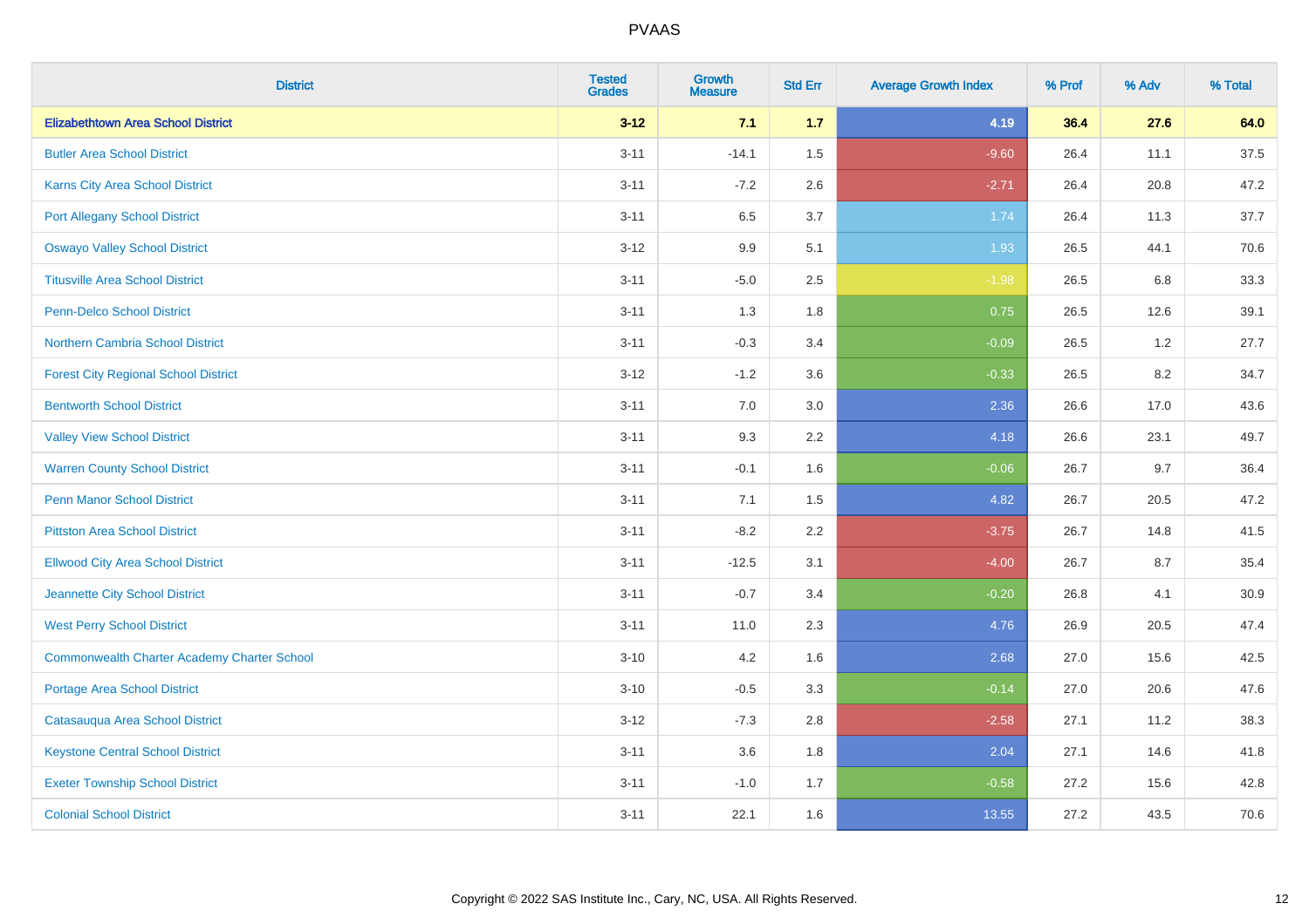| District | Tested Grades | Growth Measure | Std Err | Average Growth Index | % Prof | % Adv | % Total |
|---|---|---|---|---|---|---|---|
| **Elizabethtown Area School District** | **3-12** | **7.1** | **1.7** | **4.19** | **36.4** | **27.6** | **64.0** |
| Butler Area School District | 3-11 | -14.1 | 1.5 | -9.60 | 26.4 | 11.1 | 37.5 |
| Karns City Area School District | 3-11 | -7.2 | 2.6 | -2.71 | 26.4 | 20.8 | 47.2 |
| Port Allegany School District | 3-11 | 6.5 | 3.7 | 1.74 | 26.4 | 11.3 | 37.7 |
| Oswayo Valley School District | 3-12 | 9.9 | 5.1 | 1.93 | 26.5 | 44.1 | 70.6 |
| Titusville Area School District | 3-11 | -5.0 | 2.5 | -1.98 | 26.5 | 6.8 | 33.3 |
| Penn-Delco School District | 3-11 | 1.3 | 1.8 | 0.75 | 26.5 | 12.6 | 39.1 |
| Northern Cambria School District | 3-11 | -0.3 | 3.4 | -0.09 | 26.5 | 1.2 | 27.7 |
| Forest City Regional School District | 3-12 | -1.2 | 3.6 | -0.33 | 26.5 | 8.2 | 34.7 |
| Bentworth School District | 3-11 | 7.0 | 3.0 | 2.36 | 26.6 | 17.0 | 43.6 |
| Valley View School District | 3-11 | 9.3 | 2.2 | 4.18 | 26.6 | 23.1 | 49.7 |
| Warren County School District | 3-11 | -0.1 | 1.6 | -0.06 | 26.7 | 9.7 | 36.4 |
| Penn Manor School District | 3-11 | 7.1 | 1.5 | 4.82 | 26.7 | 20.5 | 47.2 |
| Pittston Area School District | 3-11 | -8.2 | 2.2 | -3.75 | 26.7 | 14.8 | 41.5 |
| Ellwood City Area School District | 3-11 | -12.5 | 3.1 | -4.00 | 26.7 | 8.7 | 35.4 |
| Jeannette City School District | 3-11 | -0.7 | 3.4 | -0.20 | 26.8 | 4.1 | 30.9 |
| West Perry School District | 3-11 | 11.0 | 2.3 | 4.76 | 26.9 | 20.5 | 47.4 |
| Commonwealth Charter Academy Charter School | 3-10 | 4.2 | 1.6 | 2.68 | 27.0 | 15.6 | 42.5 |
| Portage Area School District | 3-10 | -0.5 | 3.3 | -0.14 | 27.0 | 20.6 | 47.6 |
| Catasauqua Area School District | 3-12 | -7.3 | 2.8 | -2.58 | 27.1 | 11.2 | 38.3 |
| Keystone Central School District | 3-11 | 3.6 | 1.8 | 2.04 | 27.1 | 14.6 | 41.8 |
| Exeter Township School District | 3-11 | -1.0 | 1.7 | -0.58 | 27.2 | 15.6 | 42.8 |
| Colonial School District | 3-11 | 22.1 | 1.6 | 13.55 | 27.2 | 43.5 | 70.6 |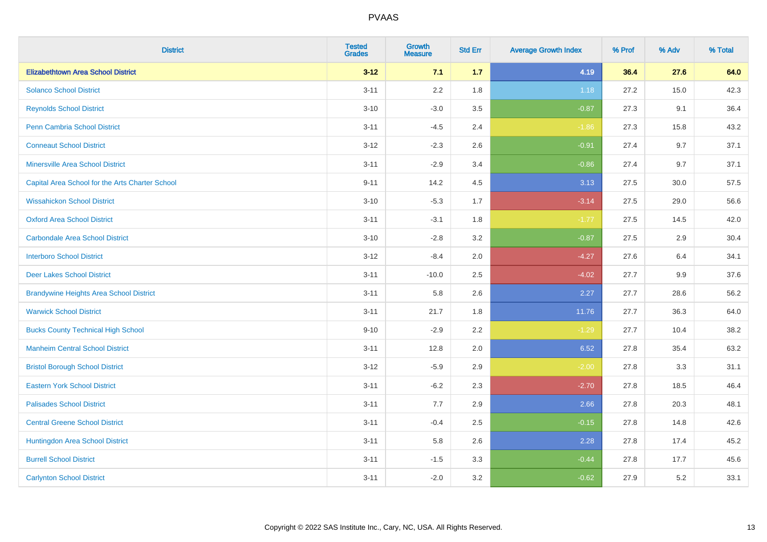# PVAAS

| District | Tested Grades | Growth Measure | Std Err | Average Growth Index | % Prof | % Adv | % Total |
|---|---|---|---|---|---|---|---|
| **Elizabethtown Area School District** | **3-12** | **7.1** | **1.7** | **4.19** | **36.4** | **27.6** | **64.0** |
| Solanco School District | 3-11 | 2.2 | 1.8 | 1.18 | 27.2 | 15.0 | 42.3 |
| Reynolds School District | 3-10 | -3.0 | 3.5 | -0.87 | 27.3 | 9.1 | 36.4 |
| Penn Cambria School District | 3-11 | -4.5 | 2.4 | -1.86 | 27.3 | 15.8 | 43.2 |
| Conneaut School District | 3-12 | -2.3 | 2.6 | -0.91 | 27.4 | 9.7 | 37.1 |
| Minersville Area School District | 3-11 | -2.9 | 3.4 | -0.86 | 27.4 | 9.7 | 37.1 |
| Capital Area School for the Arts Charter School | 9-11 | 14.2 | 4.5 | 3.13 | 27.5 | 30.0 | 57.5 |
| Wissahickon School District | 3-10 | -5.3 | 1.7 | -3.14 | 27.5 | 29.0 | 56.6 |
| Oxford Area School District | 3-11 | -3.1 | 1.8 | -1.77 | 27.5 | 14.5 | 42.0 |
| Carbondale Area School District | 3-10 | -2.8 | 3.2 | -0.87 | 27.5 | 2.9 | 30.4 |
| Interboro School District | 3-12 | -8.4 | 2.0 | -4.27 | 27.6 | 6.4 | 34.1 |
| Deer Lakes School District | 3-11 | -10.0 | 2.5 | -4.02 | 27.7 | 9.9 | 37.6 |
| Brandywine Heights Area School District | 3-11 | 5.8 | 2.6 | 2.27 | 27.7 | 28.6 | 56.2 |
| Warwick School District | 3-11 | 21.7 | 1.8 | 11.76 | 27.7 | 36.3 | 64.0 |
| Bucks County Technical High School | 9-10 | -2.9 | 2.2 | -1.29 | 27.7 | 10.4 | 38.2 |
| Manheim Central School District | 3-11 | 12.8 | 2.0 | 6.52 | 27.8 | 35.4 | 63.2 |
| Bristol Borough School District | 3-12 | -5.9 | 2.9 | -2.00 | 27.8 | 3.3 | 31.1 |
| Eastern York School District | 3-11 | -6.2 | 2.3 | -2.70 | 27.8 | 18.5 | 46.4 |
| Palisades School District | 3-11 | 7.7 | 2.9 | 2.66 | 27.8 | 20.3 | 48.1 |
| Central Greene School District | 3-11 | -0.4 | 2.5 | -0.15 | 27.8 | 14.8 | 42.6 |
| Huntingdon Area School District | 3-11 | 5.8 | 2.6 | 2.28 | 27.8 | 17.4 | 45.2 |
| Burrell School District | 3-11 | -1.5 | 3.3 | -0.44 | 27.8 | 17.7 | 45.6 |
| Carlynton School District | 3-11 | -2.0 | 3.2 | -0.62 | 27.9 | 5.2 | 33.1 |

Copyright © 2022 SAS Institute Inc., Cary, NC, USA. All Rights Reserved.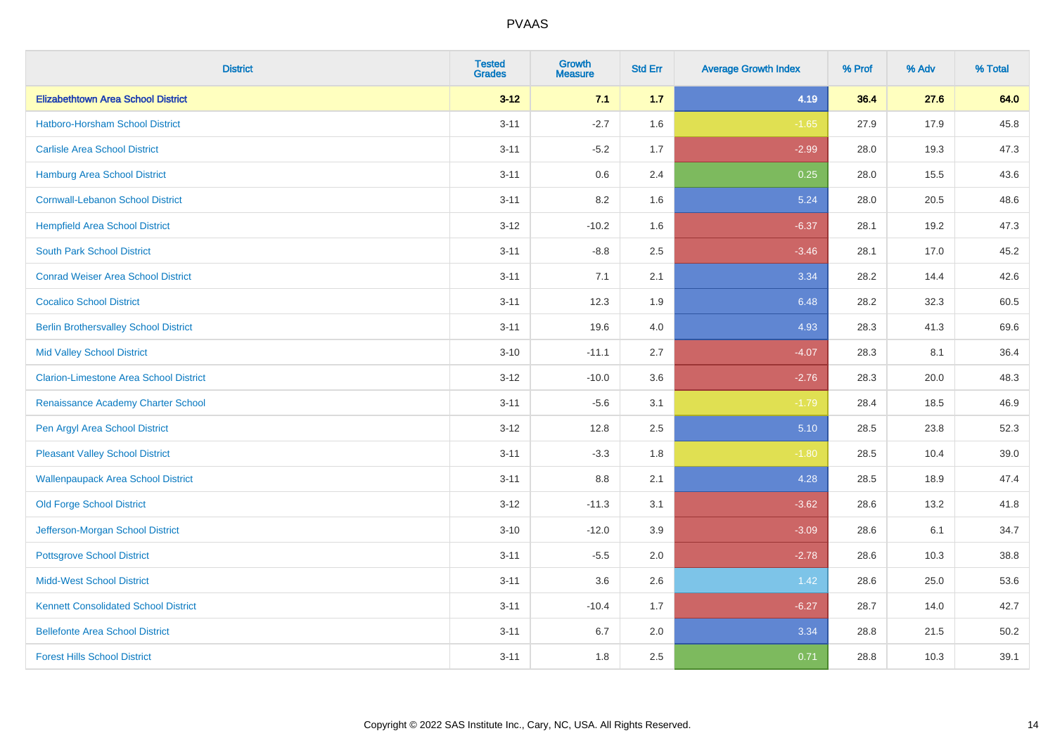| District | Tested Grades | Growth Measure | Std Err | Average Growth Index | % Prof | % Adv | % Total |
|---|---|---|---|---|---|---|---|
| **Elizabethtown Area School District** | **3-12** | **7.1** | **1.7** | **4.19** | **36.4** | **27.6** | **64.0** |
| Hatboro-Horsham School District | 3-11 | -2.7 | 1.6 | -1.65 | 27.9 | 17.9 | 45.8 |
| Carlisle Area School District | 3-11 | -5.2 | 1.7 | -2.99 | 28.0 | 19.3 | 47.3 |
| Hamburg Area School District | 3-11 | 0.6 | 2.4 | 0.25 | 28.0 | 15.5 | 43.6 |
| Cornwall-Lebanon School District | 3-11 | 8.2 | 1.6 | 5.24 | 28.0 | 20.5 | 48.6 |
| Hempfield Area School District | 3-12 | -10.2 | 1.6 | -6.37 | 28.1 | 19.2 | 47.3 |
| South Park School District | 3-11 | -8.8 | 2.5 | -3.46 | 28.1 | 17.0 | 45.2 |
| Conrad Weiser Area School District | 3-11 | 7.1 | 2.1 | 3.34 | 28.2 | 14.4 | 42.6 |
| Cocalico School District | 3-11 | 12.3 | 1.9 | 6.48 | 28.2 | 32.3 | 60.5 |
| Berlin Brothersvalley School District | 3-11 | 19.6 | 4.0 | 4.93 | 28.3 | 41.3 | 69.6 |
| Mid Valley School District | 3-10 | -11.1 | 2.7 | -4.07 | 28.3 | 8.1 | 36.4 |
| Clarion-Limestone Area School District | 3-12 | -10.0 | 3.6 | -2.76 | 28.3 | 20.0 | 48.3 |
| Renaissance Academy Charter School | 3-11 | -5.6 | 3.1 | -1.79 | 28.4 | 18.5 | 46.9 |
| Pen Argyl Area School District | 3-12 | 12.8 | 2.5 | 5.10 | 28.5 | 23.8 | 52.3 |
| Pleasant Valley School District | 3-11 | -3.3 | 1.8 | -1.80 | 28.5 | 10.4 | 39.0 |
| Wallenpaupack Area School District | 3-11 | 8.8 | 2.1 | 4.28 | 28.5 | 18.9 | 47.4 |
| Old Forge School District | 3-12 | -11.3 | 3.1 | -3.62 | 28.6 | 13.2 | 41.8 |
| Jefferson-Morgan School District | 3-10 | -12.0 | 3.9 | -3.09 | 28.6 | 6.1 | 34.7 |
| Pottsgrove School District | 3-11 | -5.5 | 2.0 | -2.78 | 28.6 | 10.3 | 38.8 |
| Midd-West School District | 3-11 | 3.6 | 2.6 | 1.42 | 28.6 | 25.0 | 53.6 |
| Kennett Consolidated School District | 3-11 | -10.4 | 1.7 | -6.27 | 28.7 | 14.0 | 42.7 |
| Bellefonte Area School District | 3-11 | 6.7 | 2.0 | 3.34 | 28.8 | 21.5 | 50.2 |
| Forest Hills School District | 3-11 | 1.8 | 2.5 | 0.71 | 28.8 | 10.3 | 39.1 |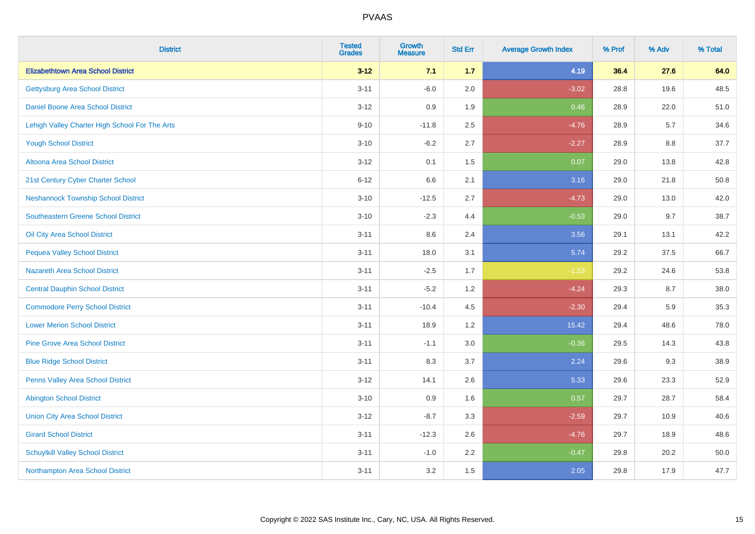# PVAAS

| District | Tested Grades | Growth Measure | Std Err | Average Growth Index | % Prof | % Adv | % Total |
|---|---|---|---|---|---|---|---|
| **Elizabethtown Area School District** | **3-12** | **7.1** | **1.7** | **4.19** | **36.4** | **27.6** | **64.0** |
| Gettysburg Area School District | 3-11 | -6.0 | 2.0 | -3.02 | 28.8 | 19.6 | 48.5 |
| Daniel Boone Area School District | 3-12 | 0.9 | 1.9 | 0.46 | 28.9 | 22.0 | 51.0 |
| Lehigh Valley Charter High School For The Arts | 9-10 | -11.8 | 2.5 | -4.76 | 28.9 | 5.7 | 34.6 |
| Yough School District | 3-10 | -6.2 | 2.7 | -2.27 | 28.9 | 8.8 | 37.7 |
| Altoona Area School District | 3-12 | 0.1 | 1.5 | 0.07 | 29.0 | 13.8 | 42.8 |
| 21st Century Cyber Charter School | 6-12 | 6.6 | 2.1 | 3.16 | 29.0 | 21.8 | 50.8 |
| Neshannock Township School District | 3-10 | -12.5 | 2.7 | -4.73 | 29.0 | 13.0 | 42.0 |
| Southeastern Greene School District | 3-10 | -2.3 | 4.4 | -0.53 | 29.0 | 9.7 | 38.7 |
| Oil City Area School District | 3-11 | 8.6 | 2.4 | 3.56 | 29.1 | 13.1 | 42.2 |
| Pequea Valley School District | 3-11 | 18.0 | 3.1 | 5.74 | 29.2 | 37.5 | 66.7 |
| Nazareth Area School District | 3-11 | -2.5 | 1.7 | -1.53 | 29.2 | 24.6 | 53.8 |
| Central Dauphin School District | 3-11 | -5.2 | 1.2 | -4.24 | 29.3 | 8.7 | 38.0 |
| Commodore Perry School District | 3-11 | -10.4 | 4.5 | -2.30 | 29.4 | 5.9 | 35.3 |
| Lower Merion School District | 3-11 | 18.9 | 1.2 | 15.42 | 29.4 | 48.6 | 78.0 |
| Pine Grove Area School District | 3-11 | -1.1 | 3.0 | -0.36 | 29.5 | 14.3 | 43.8 |
| Blue Ridge School District | 3-11 | 8.3 | 3.7 | 2.24 | 29.6 | 9.3 | 38.9 |
| Penns Valley Area School District | 3-12 | 14.1 | 2.6 | 5.33 | 29.6 | 23.3 | 52.9 |
| Abington School District | 3-10 | 0.9 | 1.6 | 0.57 | 29.7 | 28.7 | 58.4 |
| Union City Area School District | 3-12 | -8.7 | 3.3 | -2.59 | 29.7 | 10.9 | 40.6 |
| Girard School District | 3-11 | -12.3 | 2.6 | -4.76 | 29.7 | 18.9 | 48.6 |
| Schuylkill Valley School District | 3-11 | -1.0 | 2.2 | -0.47 | 29.8 | 20.2 | 50.0 |
| Northampton Area School District | 3-11 | 3.2 | 1.5 | 2.05 | 29.8 | 17.9 | 47.7 |

Copyright © 2022 SAS Institute Inc., Cary, NC, USA. All Rights Reserved.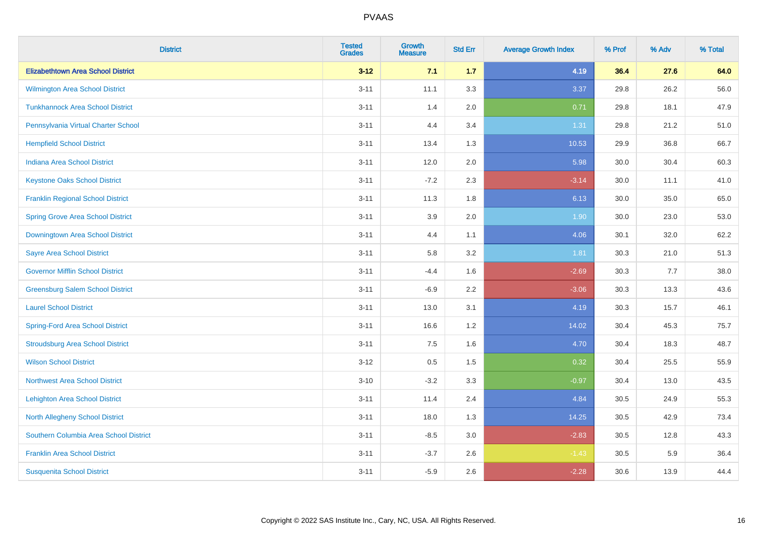# PVAAS

| District | Tested Grades | Growth Measure | Std Err | Average Growth Index | % Prof | % Adv | % Total |
|---|---|---|---|---|---|---|---|
| **Elizabethtown Area School District** | **3-12** | **7.1** | **1.7** | **4.19** | **36.4** | **27.6** | **64.0** |
| Wilmington Area School District | 3-11 | 11.1 | 3.3 | 3.37 | 29.8 | 26.2 | 56.0 |
| Tunkhannock Area School District | 3-11 | 1.4 | 2.0 | 0.71 | 29.8 | 18.1 | 47.9 |
| Pennsylvania Virtual Charter School | 3-11 | 4.4 | 3.4 | 1.31 | 29.8 | 21.2 | 51.0 |
| Hempfield School District | 3-11 | 13.4 | 1.3 | 10.53 | 29.9 | 36.8 | 66.7 |
| Indiana Area School District | 3-11 | 12.0 | 2.0 | 5.98 | 30.0 | 30.4 | 60.3 |
| Keystone Oaks School District | 3-11 | -7.2 | 2.3 | -3.14 | 30.0 | 11.1 | 41.0 |
| Franklin Regional School District | 3-11 | 11.3 | 1.8 | 6.13 | 30.0 | 35.0 | 65.0 |
| Spring Grove Area School District | 3-11 | 3.9 | 2.0 | 1.90 | 30.0 | 23.0 | 53.0 |
| Downingtown Area School District | 3-11 | 4.4 | 1.1 | 4.06 | 30.1 | 32.0 | 62.2 |
| Sayre Area School District | 3-11 | 5.8 | 3.2 | 1.81 | 30.3 | 21.0 | 51.3 |
| Governor Mifflin School District | 3-11 | -4.4 | 1.6 | -2.69 | 30.3 | 7.7 | 38.0 |
| Greensburg Salem School District | 3-11 | -6.9 | 2.2 | -3.06 | 30.3 | 13.3 | 43.6 |
| Laurel School District | 3-11 | 13.0 | 3.1 | 4.19 | 30.3 | 15.7 | 46.1 |
| Spring-Ford Area School District | 3-11 | 16.6 | 1.2 | 14.02 | 30.4 | 45.3 | 75.7 |
| Stroudsburg Area School District | 3-11 | 7.5 | 1.6 | 4.70 | 30.4 | 18.3 | 48.7 |
| Wilson School District | 3-12 | 0.5 | 1.5 | 0.32 | 30.4 | 25.5 | 55.9 |
| Northwest Area School District | 3-10 | -3.2 | 3.3 | -0.97 | 30.4 | 13.0 | 43.5 |
| Lehighton Area School District | 3-11 | 11.4 | 2.4 | 4.84 | 30.5 | 24.9 | 55.3 |
| North Allegheny School District | 3-11 | 18.0 | 1.3 | 14.25 | 30.5 | 42.9 | 73.4 |
| Southern Columbia Area School District | 3-11 | -8.5 | 3.0 | -2.83 | 30.5 | 12.8 | 43.3 |
| Franklin Area School District | 3-11 | -3.7 | 2.6 | -1.43 | 30.5 | 5.9 | 36.4 |
| Susquenita School District | 3-11 | -5.9 | 2.6 | -2.28 | 30.6 | 13.9 | 44.4 |

Copyright © 2022 SAS Institute Inc., Cary, NC, USA. All Rights Reserved.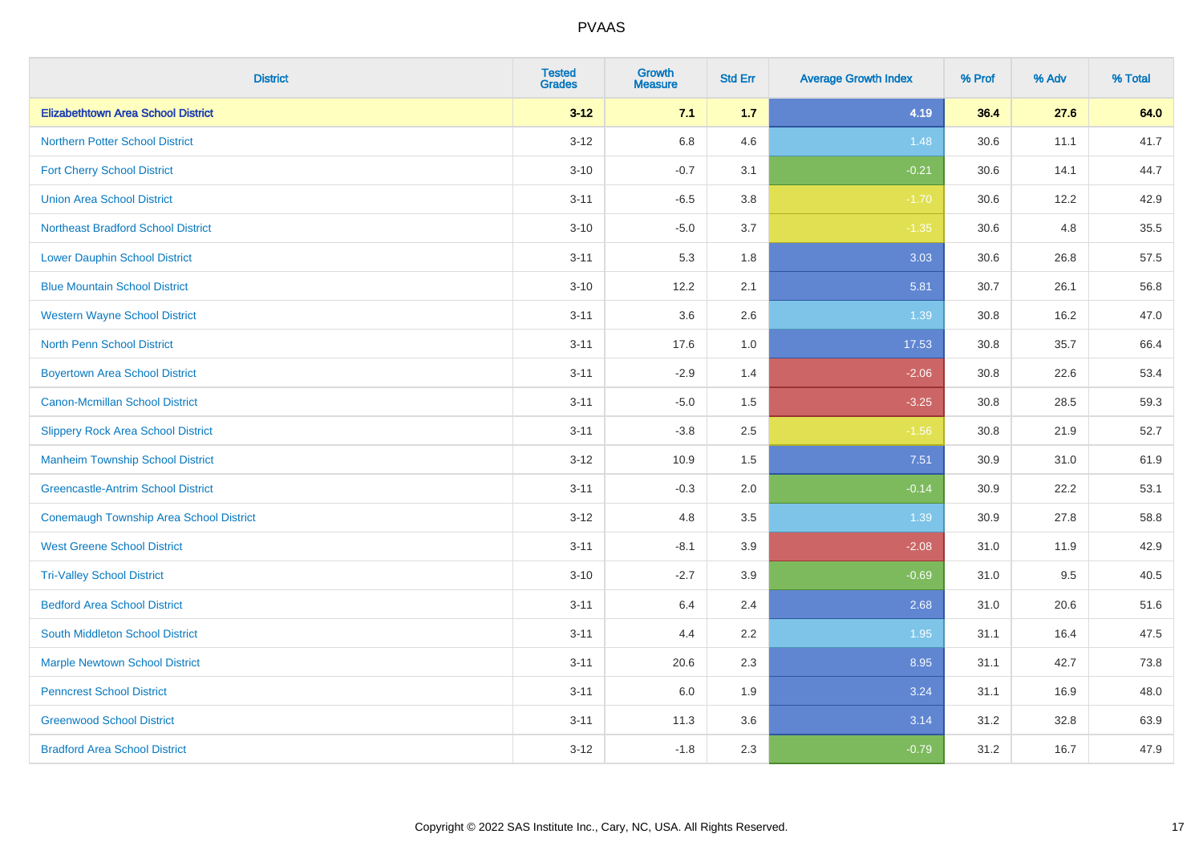| District | Tested Grades | Growth Measure | Std Err | Average Growth Index | % Prof | % Adv | % Total |
|---|---|---|---|---|---|---|---|
| **Elizabethtown Area School District** | **3-12** | **7.1** | **1.7** | **4.19** | **36.4** | **27.6** | **64.0** |
| Northern Potter School District | 3-12 | 6.8 | 4.6 | 1.48 | 30.6 | 11.1 | 41.7 |
| Fort Cherry School District | 3-10 | -0.7 | 3.1 | -0.21 | 30.6 | 14.1 | 44.7 |
| Union Area School District | 3-11 | -6.5 | 3.8 | -1.70 | 30.6 | 12.2 | 42.9 |
| Northeast Bradford School District | 3-10 | -5.0 | 3.7 | -1.35 | 30.6 | 4.8 | 35.5 |
| Lower Dauphin School District | 3-11 | 5.3 | 1.8 | 3.03 | 30.6 | 26.8 | 57.5 |
| Blue Mountain School District | 3-10 | 12.2 | 2.1 | 5.81 | 30.7 | 26.1 | 56.8 |
| Western Wayne School District | 3-11 | 3.6 | 2.6 | 1.39 | 30.8 | 16.2 | 47.0 |
| North Penn School District | 3-11 | 17.6 | 1.0 | 17.53 | 30.8 | 35.7 | 66.4 |
| Boyertown Area School District | 3-11 | -2.9 | 1.4 | -2.06 | 30.8 | 22.6 | 53.4 |
| Canon-Mcmillan School District | 3-11 | -5.0 | 1.5 | -3.25 | 30.8 | 28.5 | 59.3 |
| Slippery Rock Area School District | 3-11 | -3.8 | 2.5 | -1.56 | 30.8 | 21.9 | 52.7 |
| Manheim Township School District | 3-12 | 10.9 | 1.5 | 7.51 | 30.9 | 31.0 | 61.9 |
| Greencastle-Antrim School District | 3-11 | -0.3 | 2.0 | -0.14 | 30.9 | 22.2 | 53.1 |
| Conemaugh Township Area School District | 3-12 | 4.8 | 3.5 | 1.39 | 30.9 | 27.8 | 58.8 |
| West Greene School District | 3-11 | -8.1 | 3.9 | -2.08 | 31.0 | 11.9 | 42.9 |
| Tri-Valley School District | 3-10 | -2.7 | 3.9 | -0.69 | 31.0 | 9.5 | 40.5 |
| Bedford Area School District | 3-11 | 6.4 | 2.4 | 2.68 | 31.0 | 20.6 | 51.6 |
| South Middleton School District | 3-11 | 4.4 | 2.2 | 1.95 | 31.1 | 16.4 | 47.5 |
| Marple Newtown School District | 3-11 | 20.6 | 2.3 | 8.95 | 31.1 | 42.7 | 73.8 |
| Penncrest School District | 3-11 | 6.0 | 1.9 | 3.24 | 31.1 | 16.9 | 48.0 |
| Greenwood School District | 3-11 | 11.3 | 3.6 | 3.14 | 31.2 | 32.8 | 63.9 |
| Bradford Area School District | 3-12 | -1.8 | 2.3 | -0.79 | 31.2 | 16.7 | 47.9 |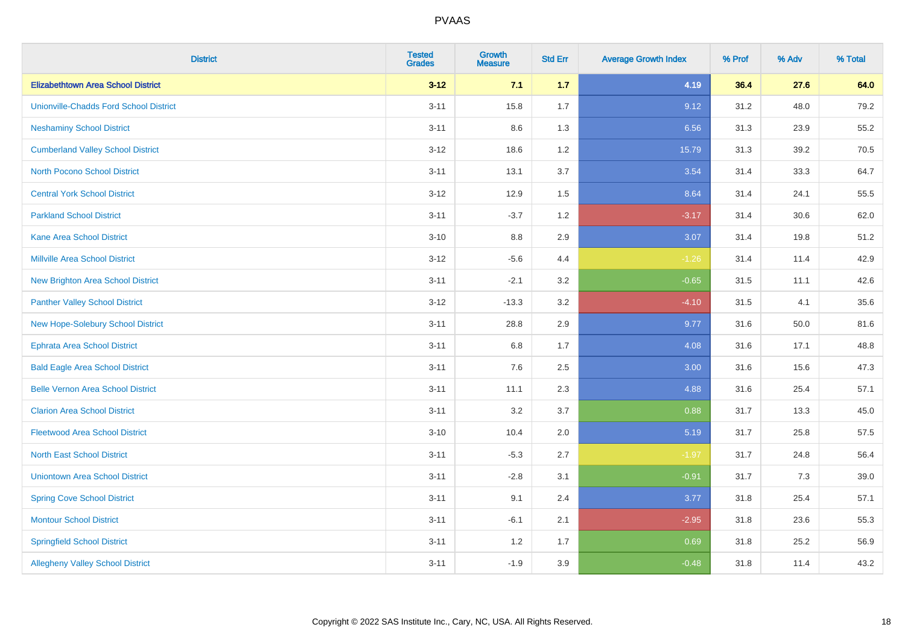| District | Tested Grades | Growth Measure | Std Err | Average Growth Index | % Prof | % Adv | % Total |
|---|---|---|---|---|---|---|---|
| **Elizabethtown Area School District** | **3-12** | **7.1** | **1.7** | **4.19** | **36.4** | **27.6** | **64.0** |
| Unionville-Chadds Ford School District | 3-11 | 15.8 | 1.7 | 9.12 | 31.2 | 48.0 | 79.2 |
| Neshaminy School District | 3-11 | 8.6 | 1.3 | 6.56 | 31.3 | 23.9 | 55.2 |
| Cumberland Valley School District | 3-12 | 18.6 | 1.2 | 15.79 | 31.3 | 39.2 | 70.5 |
| North Pocono School District | 3-11 | 13.1 | 3.7 | 3.54 | 31.4 | 33.3 | 64.7 |
| Central York School District | 3-12 | 12.9 | 1.5 | 8.64 | 31.4 | 24.1 | 55.5 |
| Parkland School District | 3-11 | -3.7 | 1.2 | -3.17 | 31.4 | 30.6 | 62.0 |
| Kane Area School District | 3-10 | 8.8 | 2.9 | 3.07 | 31.4 | 19.8 | 51.2 |
| Millville Area School District | 3-12 | -5.6 | 4.4 | -1.26 | 31.4 | 11.4 | 42.9 |
| New Brighton Area School District | 3-11 | -2.1 | 3.2 | -0.65 | 31.5 | 11.1 | 42.6 |
| Panther Valley School District | 3-12 | -13.3 | 3.2 | -4.10 | 31.5 | 4.1 | 35.6 |
| New Hope-Solebury School District | 3-11 | 28.8 | 2.9 | 9.77 | 31.6 | 50.0 | 81.6 |
| Ephrata Area School District | 3-11 | 6.8 | 1.7 | 4.08 | 31.6 | 17.1 | 48.8 |
| Bald Eagle Area School District | 3-11 | 7.6 | 2.5 | 3.00 | 31.6 | 15.6 | 47.3 |
| Belle Vernon Area School District | 3-11 | 11.1 | 2.3 | 4.88 | 31.6 | 25.4 | 57.1 |
| Clarion Area School District | 3-11 | 3.2 | 3.7 | 0.88 | 31.7 | 13.3 | 45.0 |
| Fleetwood Area School District | 3-10 | 10.4 | 2.0 | 5.19 | 31.7 | 25.8 | 57.5 |
| North East School District | 3-11 | -5.3 | 2.7 | -1.97 | 31.7 | 24.8 | 56.4 |
| Uniontown Area School District | 3-11 | -2.8 | 3.1 | -0.91 | 31.7 | 7.3 | 39.0 |
| Spring Cove School District | 3-11 | 9.1 | 2.4 | 3.77 | 31.8 | 25.4 | 57.1 |
| Montour School District | 3-11 | -6.1 | 2.1 | -2.95 | 31.8 | 23.6 | 55.3 |
| Springfield School District | 3-11 | 1.2 | 1.7 | 0.69 | 31.8 | 25.2 | 56.9 |
| Allegheny Valley School District | 3-11 | -1.9 | 3.9 | -0.48 | 31.8 | 11.4 | 43.2 |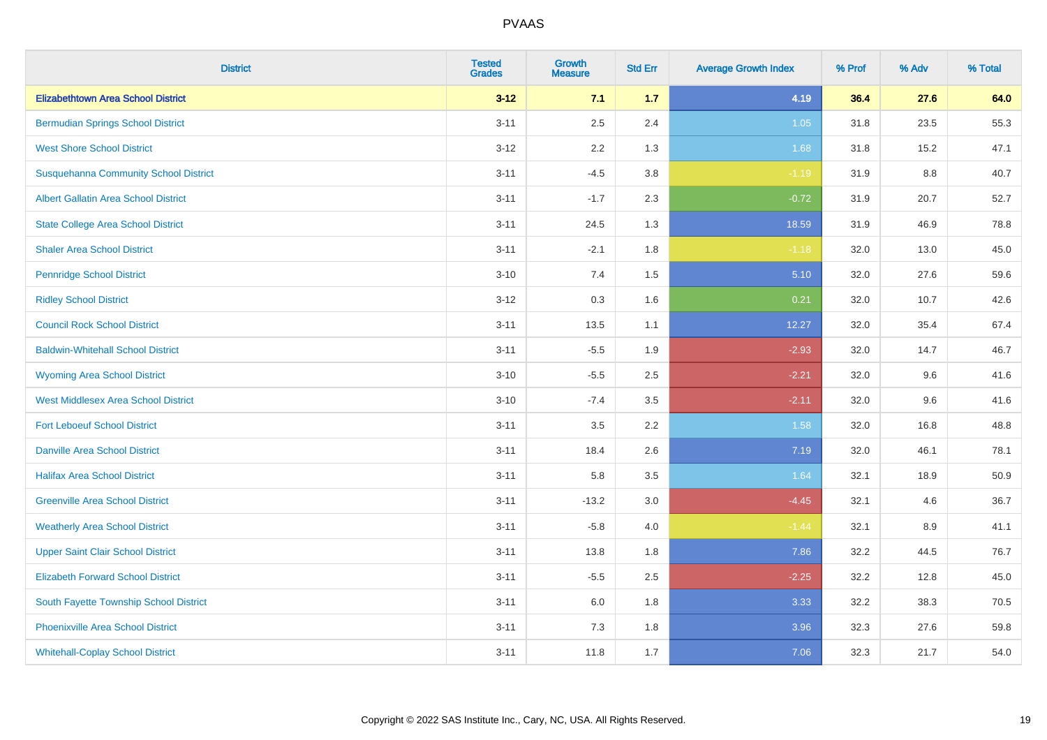| District | Tested Grades | Growth Measure | Std Err | Average Growth Index | % Prof | % Adv | % Total |
|---|---|---|---|---|---|---|---|
| **Elizabethtown Area School District** | **3-12** | **7.1** | **1.7** | **4.19** | **36.4** | **27.6** | **64.0** |
| Bermudian Springs School District | 3-11 | 2.5 | 2.4 | 1.05 | 31.8 | 23.5 | 55.3 |
| West Shore School District | 3-12 | 2.2 | 1.3 | 1.68 | 31.8 | 15.2 | 47.1 |
| Susquehanna Community School District | 3-11 | -4.5 | 3.8 | -1.19 | 31.9 | 8.8 | 40.7 |
| Albert Gallatin Area School District | 3-11 | -1.7 | 2.3 | -0.72 | 31.9 | 20.7 | 52.7 |
| State College Area School District | 3-11 | 24.5 | 1.3 | 18.59 | 31.9 | 46.9 | 78.8 |
| Shaler Area School District | 3-11 | -2.1 | 1.8 | -1.18 | 32.0 | 13.0 | 45.0 |
| Pennridge School District | 3-10 | 7.4 | 1.5 | 5.10 | 32.0 | 27.6 | 59.6 |
| Ridley School District | 3-12 | 0.3 | 1.6 | 0.21 | 32.0 | 10.7 | 42.6 |
| Council Rock School District | 3-11 | 13.5 | 1.1 | 12.27 | 32.0 | 35.4 | 67.4 |
| Baldwin-Whitehall School District | 3-11 | -5.5 | 1.9 | -2.93 | 32.0 | 14.7 | 46.7 |
| Wyoming Area School District | 3-10 | -5.5 | 2.5 | -2.21 | 32.0 | 9.6 | 41.6 |
| West Middlesex Area School District | 3-10 | -7.4 | 3.5 | -2.11 | 32.0 | 9.6 | 41.6 |
| Fort Leboeuf School District | 3-11 | 3.5 | 2.2 | 1.58 | 32.0 | 16.8 | 48.8 |
| Danville Area School District | 3-11 | 18.4 | 2.6 | 7.19 | 32.0 | 46.1 | 78.1 |
| Halifax Area School District | 3-11 | 5.8 | 3.5 | 1.64 | 32.1 | 18.9 | 50.9 |
| Greenville Area School District | 3-11 | -13.2 | 3.0 | -4.45 | 32.1 | 4.6 | 36.7 |
| Weatherly Area School District | 3-11 | -5.8 | 4.0 | -1.44 | 32.1 | 8.9 | 41.1 |
| Upper Saint Clair School District | 3-11 | 13.8 | 1.8 | 7.86 | 32.2 | 44.5 | 76.7 |
| Elizabeth Forward School District | 3-11 | -5.5 | 2.5 | -2.25 | 32.2 | 12.8 | 45.0 |
| South Fayette Township School District | 3-11 | 6.0 | 1.8 | 3.33 | 32.2 | 38.3 | 70.5 |
| Phoenixville Area School District | 3-11 | 7.3 | 1.8 | 3.96 | 32.3 | 27.6 | 59.8 |
| Whitehall-Coplay School District | 3-11 | 11.8 | 1.7 | 7.06 | 32.3 | 21.7 | 54.0 |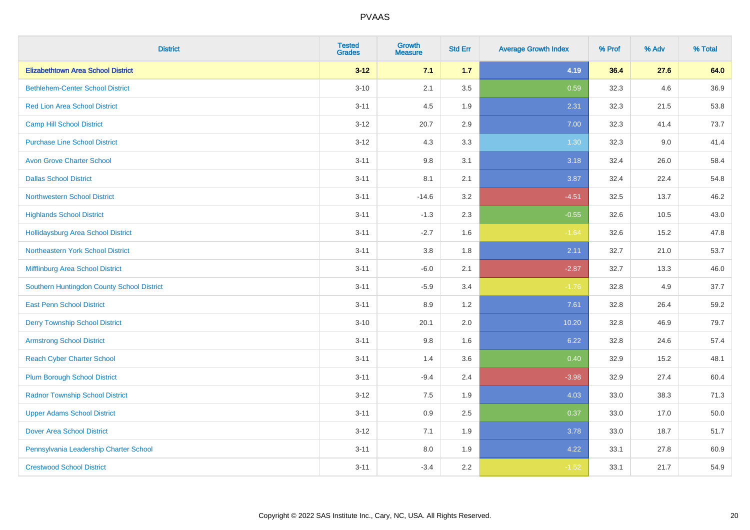| District | Tested Grades | Growth Measure | Std Err | Average Growth Index | % Prof | % Adv | % Total |
|---|---|---|---|---|---|---|---|
| **Elizabethtown Area School District** | **3-12** | **7.1** | **1.7** | **4.19** | **36.4** | **27.6** | **64.0** |
| Bethlehem-Center School District | 3-10 | 2.1 | 3.5 | 0.59 | 32.3 | 4.6 | 36.9 |
| Red Lion Area School District | 3-11 | 4.5 | 1.9 | 2.31 | 32.3 | 21.5 | 53.8 |
| Camp Hill School District | 3-12 | 20.7 | 2.9 | 7.00 | 32.3 | 41.4 | 73.7 |
| Purchase Line School District | 3-12 | 4.3 | 3.3 | 1.30 | 32.3 | 9.0 | 41.4 |
| Avon Grove Charter School | 3-11 | 9.8 | 3.1 | 3.18 | 32.4 | 26.0 | 58.4 |
| Dallas School District | 3-11 | 8.1 | 2.1 | 3.87 | 32.4 | 22.4 | 54.8 |
| Northwestern School District | 3-11 | -14.6 | 3.2 | -4.51 | 32.5 | 13.7 | 46.2 |
| Highlands School District | 3-11 | -1.3 | 2.3 | -0.55 | 32.6 | 10.5 | 43.0 |
| Hollidaysburg Area School District | 3-11 | -2.7 | 1.6 | -1.64 | 32.6 | 15.2 | 47.8 |
| Northeastern York School District | 3-11 | 3.8 | 1.8 | 2.11 | 32.7 | 21.0 | 53.7 |
| Mifflinburg Area School District | 3-11 | -6.0 | 2.1 | -2.87 | 32.7 | 13.3 | 46.0 |
| Southern Huntingdon County School District | 3-11 | -5.9 | 3.4 | -1.76 | 32.8 | 4.9 | 37.7 |
| East Penn School District | 3-11 | 8.9 | 1.2 | 7.61 | 32.8 | 26.4 | 59.2 |
| Derry Township School District | 3-10 | 20.1 | 2.0 | 10.20 | 32.8 | 46.9 | 79.7 |
| Armstrong School District | 3-11 | 9.8 | 1.6 | 6.22 | 32.8 | 24.6 | 57.4 |
| Reach Cyber Charter School | 3-11 | 1.4 | 3.6 | 0.40 | 32.9 | 15.2 | 48.1 |
| Plum Borough School District | 3-11 | -9.4 | 2.4 | -3.98 | 32.9 | 27.4 | 60.4 |
| Radnor Township School District | 3-12 | 7.5 | 1.9 | 4.03 | 33.0 | 38.3 | 71.3 |
| Upper Adams School District | 3-11 | 0.9 | 2.5 | 0.37 | 33.0 | 17.0 | 50.0 |
| Dover Area School District | 3-12 | 7.1 | 1.9 | 3.78 | 33.0 | 18.7 | 51.7 |
| Pennsylvania Leadership Charter School | 3-11 | 8.0 | 1.9 | 4.22 | 33.1 | 27.8 | 60.9 |
| Crestwood School District | 3-11 | -3.4 | 2.2 | -1.52 | 33.1 | 21.7 | 54.9 |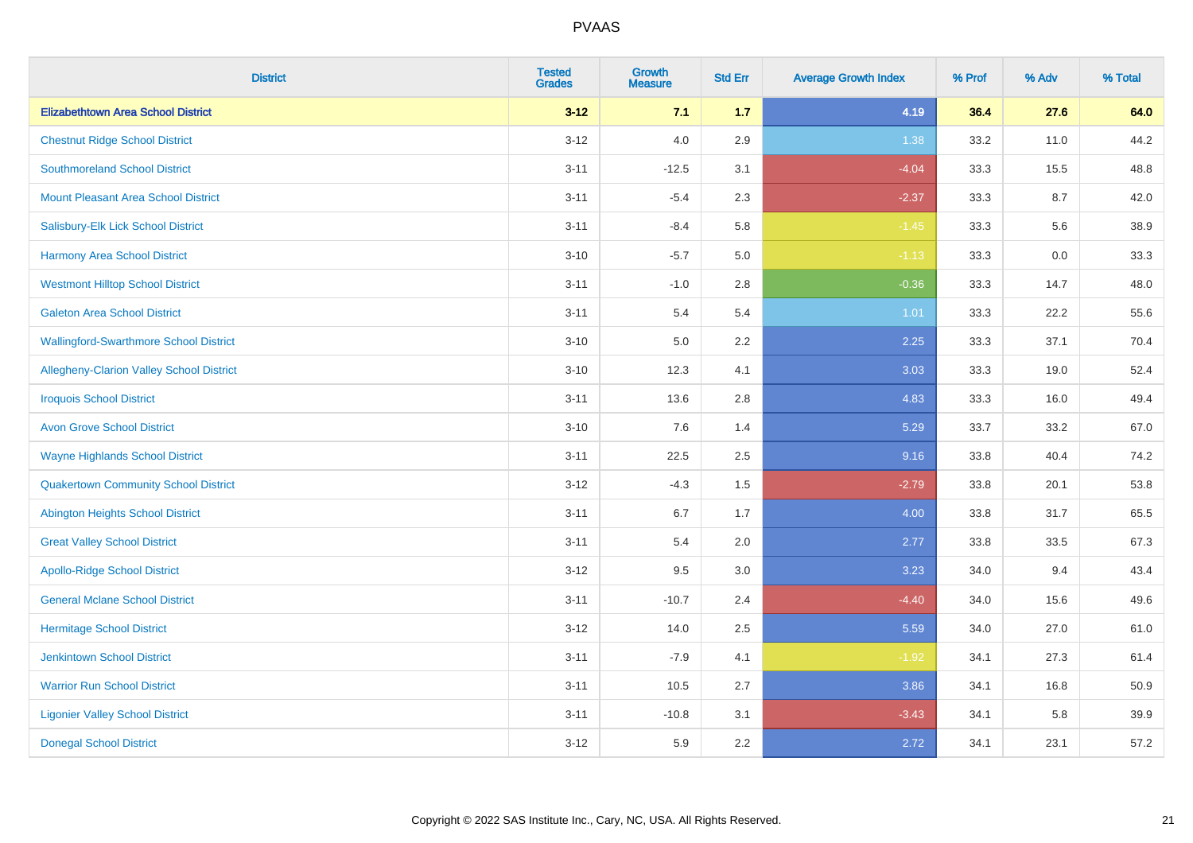# PVAAS

| District | Tested Grades | Growth Measure | Std Err | Average Growth Index | % Prof | % Adv | % Total |
|---|---|---|---|---|---|---|---|
| **Elizabethtown Area School District** | **3-12** | **7.1** | **1.7** | **4.19** | **36.4** | **27.6** | **64.0** |
| Chestnut Ridge School District | 3-12 | 4.0 | 2.9 | 1.38 | 33.2 | 11.0 | 44.2 |
| Southmoreland School District | 3-11 | -12.5 | 3.1 | -4.04 | 33.3 | 15.5 | 48.8 |
| Mount Pleasant Area School District | 3-11 | -5.4 | 2.3 | -2.37 | 33.3 | 8.7 | 42.0 |
| Salisbury-Elk Lick School District | 3-11 | -8.4 | 5.8 | -1.45 | 33.3 | 5.6 | 38.9 |
| Harmony Area School District | 3-10 | -5.7 | 5.0 | -1.13 | 33.3 | 0.0 | 33.3 |
| Westmont Hilltop School District | 3-11 | -1.0 | 2.8 | -0.36 | 33.3 | 14.7 | 48.0 |
| Galeton Area School District | 3-11 | 5.4 | 5.4 | 1.01 | 33.3 | 22.2 | 55.6 |
| Wallingford-Swarthmore School District | 3-10 | 5.0 | 2.2 | 2.25 | 33.3 | 37.1 | 70.4 |
| Allegheny-Clarion Valley School District | 3-10 | 12.3 | 4.1 | 3.03 | 33.3 | 19.0 | 52.4 |
| Iroquois School District | 3-11 | 13.6 | 2.8 | 4.83 | 33.3 | 16.0 | 49.4 |
| Avon Grove School District | 3-10 | 7.6 | 1.4 | 5.29 | 33.7 | 33.2 | 67.0 |
| Wayne Highlands School District | 3-11 | 22.5 | 2.5 | 9.16 | 33.8 | 40.4 | 74.2 |
| Quakertown Community School District | 3-12 | -4.3 | 1.5 | -2.79 | 33.8 | 20.1 | 53.8 |
| Abington Heights School District | 3-11 | 6.7 | 1.7 | 4.00 | 33.8 | 31.7 | 65.5 |
| Great Valley School District | 3-11 | 5.4 | 2.0 | 2.77 | 33.8 | 33.5 | 67.3 |
| Apollo-Ridge School District | 3-12 | 9.5 | 3.0 | 3.23 | 34.0 | 9.4 | 43.4 |
| General Mclane School District | 3-11 | -10.7 | 2.4 | -4.40 | 34.0 | 15.6 | 49.6 |
| Hermitage School District | 3-12 | 14.0 | 2.5 | 5.59 | 34.0 | 27.0 | 61.0 |
| Jenkintown School District | 3-11 | -7.9 | 4.1 | -1.92 | 34.1 | 27.3 | 61.4 |
| Warrior Run School District | 3-11 | 10.5 | 2.7 | 3.86 | 34.1 | 16.8 | 50.9 |
| Ligonier Valley School District | 3-11 | -10.8 | 3.1 | -3.43 | 34.1 | 5.8 | 39.9 |
| Donegal School District | 3-12 | 5.9 | 2.2 | 2.72 | 34.1 | 23.1 | 57.2 |

Copyright © 2022 SAS Institute Inc., Cary, NC, USA. All Rights Reserved.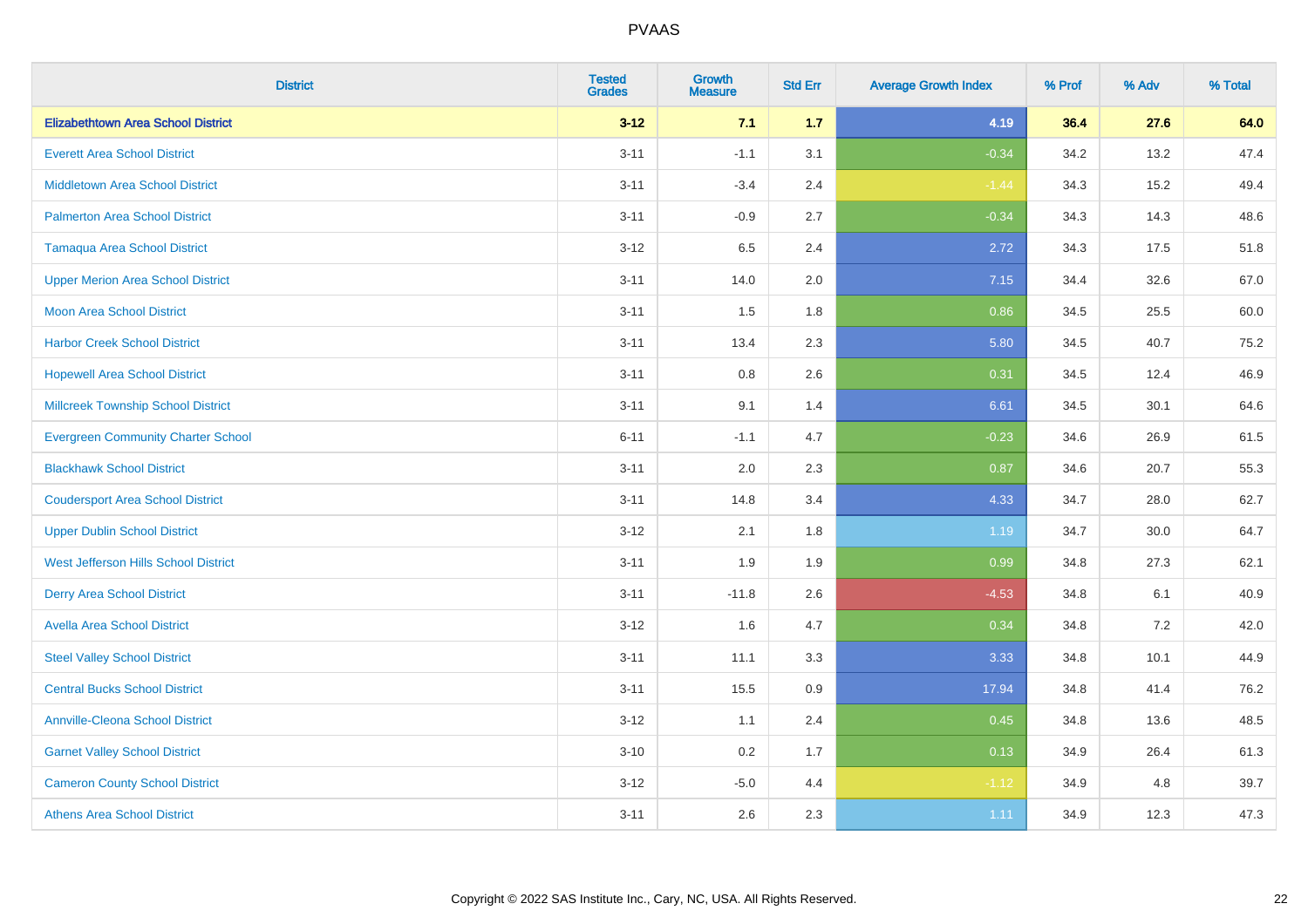# PVAAS

| District | Tested Grades | Growth Measure | Std Err | Average Growth Index | % Prof | % Adv | % Total |
|---|---|---|---|---|---|---|---|
| **Elizabethtown Area School District** | **3-12** | **7.1** | **1.7** | **4.19** | **36.4** | **27.6** | **64.0** |
| Everett Area School District | 3-11 | -1.1 | 3.1 | -0.34 | 34.2 | 13.2 | 47.4 |
| Middletown Area School District | 3-11 | -3.4 | 2.4 | -1.44 | 34.3 | 15.2 | 49.4 |
| Palmerton Area School District | 3-11 | -0.9 | 2.7 | -0.34 | 34.3 | 14.3 | 48.6 |
| Tamaqua Area School District | 3-12 | 6.5 | 2.4 | 2.72 | 34.3 | 17.5 | 51.8 |
| Upper Merion Area School District | 3-11 | 14.0 | 2.0 | 7.15 | 34.4 | 32.6 | 67.0 |
| Moon Area School District | 3-11 | 1.5 | 1.8 | 0.86 | 34.5 | 25.5 | 60.0 |
| Harbor Creek School District | 3-11 | 13.4 | 2.3 | 5.80 | 34.5 | 40.7 | 75.2 |
| Hopewell Area School District | 3-11 | 0.8 | 2.6 | 0.31 | 34.5 | 12.4 | 46.9 |
| Millcreek Township School District | 3-11 | 9.1 | 1.4 | 6.61 | 34.5 | 30.1 | 64.6 |
| Evergreen Community Charter School | 6-11 | -1.1 | 4.7 | -0.23 | 34.6 | 26.9 | 61.5 |
| Blackhawk School District | 3-11 | 2.0 | 2.3 | 0.87 | 34.6 | 20.7 | 55.3 |
| Coudersport Area School District | 3-11 | 14.8 | 3.4 | 4.33 | 34.7 | 28.0 | 62.7 |
| Upper Dublin School District | 3-12 | 2.1 | 1.8 | 1.19 | 34.7 | 30.0 | 64.7 |
| West Jefferson Hills School District | 3-11 | 1.9 | 1.9 | 0.99 | 34.8 | 27.3 | 62.1 |
| Derry Area School District | 3-11 | -11.8 | 2.6 | -4.53 | 34.8 | 6.1 | 40.9 |
| Avella Area School District | 3-12 | 1.6 | 4.7 | 0.34 | 34.8 | 7.2 | 42.0 |
| Steel Valley School District | 3-11 | 11.1 | 3.3 | 3.33 | 34.8 | 10.1 | 44.9 |
| Central Bucks School District | 3-11 | 15.5 | 0.9 | 17.94 | 34.8 | 41.4 | 76.2 |
| Annville-Cleona School District | 3-12 | 1.1 | 2.4 | 0.45 | 34.8 | 13.6 | 48.5 |
| Garnet Valley School District | 3-10 | 0.2 | 1.7 | 0.13 | 34.9 | 26.4 | 61.3 |
| Cameron County School District | 3-12 | -5.0 | 4.4 | -1.12 | 34.9 | 4.8 | 39.7 |
| Athens Area School District | 3-11 | 2.6 | 2.3 | 1.11 | 34.9 | 12.3 | 47.3 |

Copyright © 2022 SAS Institute Inc., Cary, NC, USA. All Rights Reserved.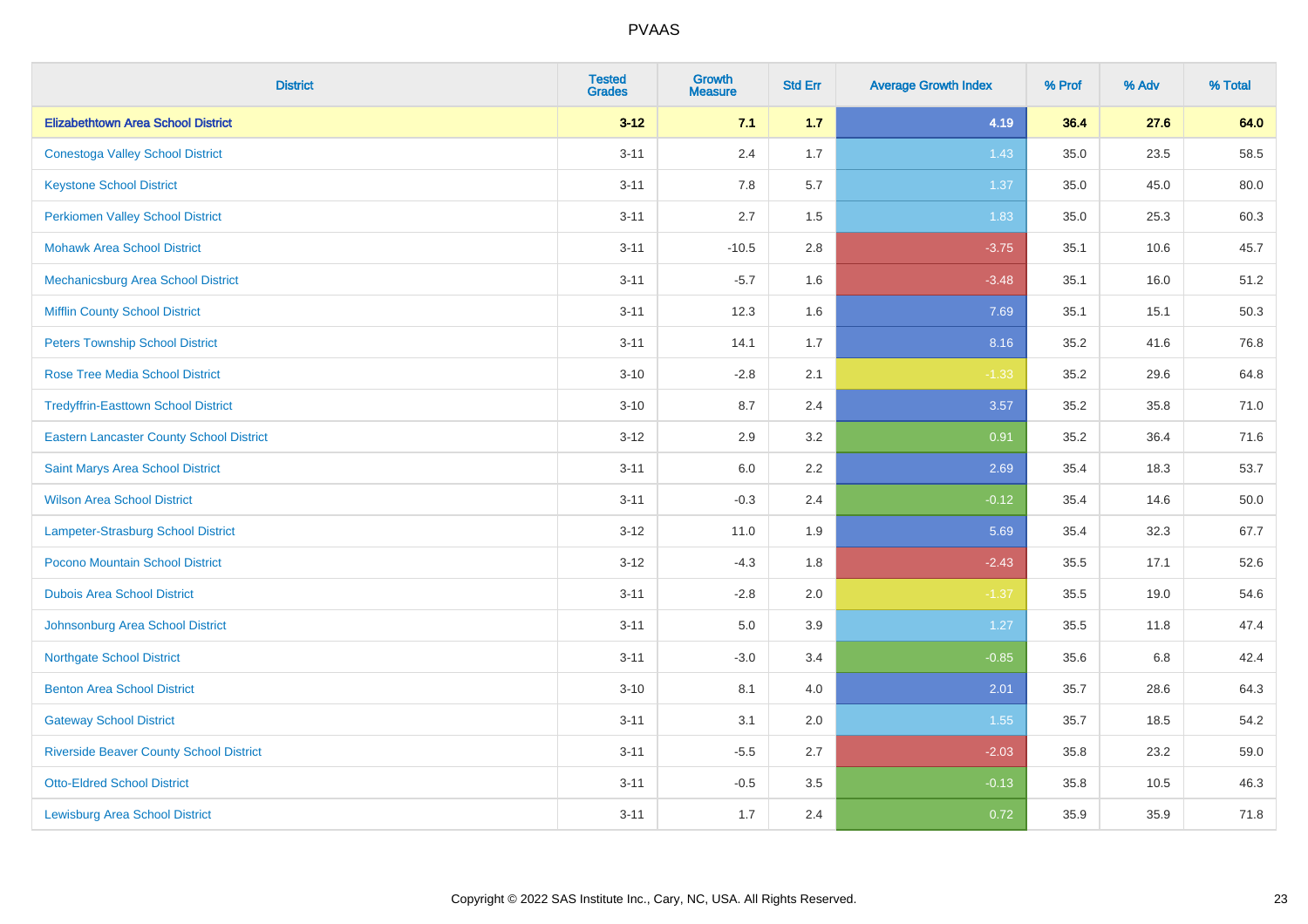| District | Tested Grades | Growth Measure | Std Err | Average Growth Index | % Prof | % Adv | % Total |
|---|---|---|---|---|---|---|---|
| **Elizabethtown Area School District** | **3-12** | **7.1** | **1.7** | **4.19** | **36.4** | **27.6** | **64.0** |
| Conestoga Valley School District | 3-11 | 2.4 | 1.7 | 1.43 | 35.0 | 23.5 | 58.5 |
| Keystone School District | 3-11 | 7.8 | 5.7 | 1.37 | 35.0 | 45.0 | 80.0 |
| Perkiomen Valley School District | 3-11 | 2.7 | 1.5 | 1.83 | 35.0 | 25.3 | 60.3 |
| Mohawk Area School District | 3-11 | -10.5 | 2.8 | -3.75 | 35.1 | 10.6 | 45.7 |
| Mechanicsburg Area School District | 3-11 | -5.7 | 1.6 | -3.48 | 35.1 | 16.0 | 51.2 |
| Mifflin County School District | 3-11 | 12.3 | 1.6 | 7.69 | 35.1 | 15.1 | 50.3 |
| Peters Township School District | 3-11 | 14.1 | 1.7 | 8.16 | 35.2 | 41.6 | 76.8 |
| Rose Tree Media School District | 3-10 | -2.8 | 2.1 | -1.33 | 35.2 | 29.6 | 64.8 |
| Tredyffrin-Easttown School District | 3-10 | 8.7 | 2.4 | 3.57 | 35.2 | 35.8 | 71.0 |
| Eastern Lancaster County School District | 3-12 | 2.9 | 3.2 | 0.91 | 35.2 | 36.4 | 71.6 |
| Saint Marys Area School District | 3-11 | 6.0 | 2.2 | 2.69 | 35.4 | 18.3 | 53.7 |
| Wilson Area School District | 3-11 | -0.3 | 2.4 | -0.12 | 35.4 | 14.6 | 50.0 |
| Lampeter-Strasburg School District | 3-12 | 11.0 | 1.9 | 5.69 | 35.4 | 32.3 | 67.7 |
| Pocono Mountain School District | 3-12 | -4.3 | 1.8 | -2.43 | 35.5 | 17.1 | 52.6 |
| Dubois Area School District | 3-11 | -2.8 | 2.0 | -1.37 | 35.5 | 19.0 | 54.6 |
| Johnsonburg Area School District | 3-11 | 5.0 | 3.9 | 1.27 | 35.5 | 11.8 | 47.4 |
| Northgate School District | 3-11 | -3.0 | 3.4 | -0.85 | 35.6 | 6.8 | 42.4 |
| Benton Area School District | 3-10 | 8.1 | 4.0 | 2.01 | 35.7 | 28.6 | 64.3 |
| Gateway School District | 3-11 | 3.1 | 2.0 | 1.55 | 35.7 | 18.5 | 54.2 |
| Riverside Beaver County School District | 3-11 | -5.5 | 2.7 | -2.03 | 35.8 | 23.2 | 59.0 |
| Otto-Eldred School District | 3-11 | -0.5 | 3.5 | -0.13 | 35.8 | 10.5 | 46.3 |
| Lewisburg Area School District | 3-11 | 1.7 | 2.4 | 0.72 | 35.9 | 35.9 | 71.8 |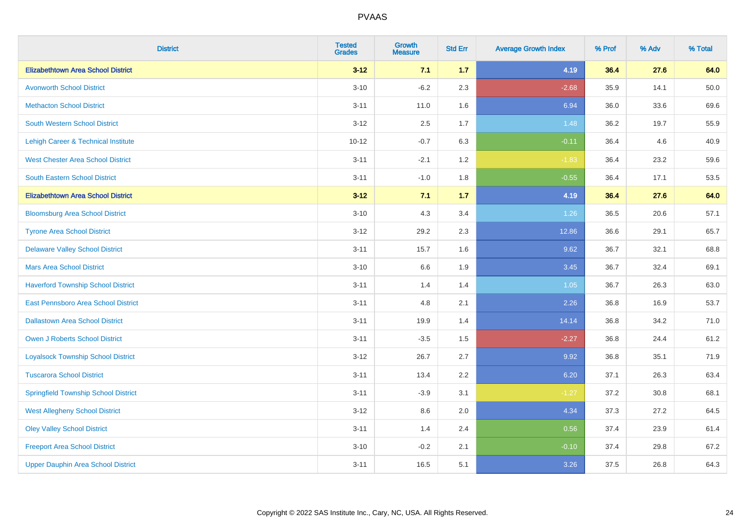# PVAAS

| District | Tested Grades | Growth Measure | Std Err | Average Growth Index | % Prof | % Adv | % Total |
|---|---|---|---|---|---|---|---|
| **Elizabethtown Area School District** | **3-12** | **7.1** | **1.7** | **4.19** | **36.4** | **27.6** | **64.0** |
| Avonworth School District | 3-10 | -6.2 | 2.3 | -2.68 | 35.9 | 14.1 | 50.0 |
| Methacton School District | 3-11 | 11.0 | 1.6 | 6.94 | 36.0 | 33.6 | 69.6 |
| South Western School District | 3-12 | 2.5 | 1.7 | 1.48 | 36.2 | 19.7 | 55.9 |
| Lehigh Career & Technical Institute | 10-12 | -0.7 | 6.3 | -0.11 | 36.4 | 4.6 | 40.9 |
| West Chester Area School District | 3-11 | -2.1 | 1.2 | -1.83 | 36.4 | 23.2 | 59.6 |
| South Eastern School District | 3-11 | -1.0 | 1.8 | -0.55 | 36.4 | 17.1 | 53.5 |
| **Elizabethtown Area School District** | **3-12** | **7.1** | **1.7** | **4.19** | **36.4** | **27.6** | **64.0** |
| Bloomsburg Area School District | 3-10 | 4.3 | 3.4 | 1.26 | 36.5 | 20.6 | 57.1 |
| Tyrone Area School District | 3-12 | 29.2 | 2.3 | 12.86 | 36.6 | 29.1 | 65.7 |
| Delaware Valley School District | 3-11 | 15.7 | 1.6 | 9.62 | 36.7 | 32.1 | 68.8 |
| Mars Area School District | 3-10 | 6.6 | 1.9 | 3.45 | 36.7 | 32.4 | 69.1 |
| Haverford Township School District | 3-11 | 1.4 | 1.4 | 1.05 | 36.7 | 26.3 | 63.0 |
| East Pennsboro Area School District | 3-11 | 4.8 | 2.1 | 2.26 | 36.8 | 16.9 | 53.7 |
| Dallastown Area School District | 3-11 | 19.9 | 1.4 | 14.14 | 36.8 | 34.2 | 71.0 |
| Owen J Roberts School District | 3-11 | -3.5 | 1.5 | -2.27 | 36.8 | 24.4 | 61.2 |
| Loyalsock Township School District | 3-12 | 26.7 | 2.7 | 9.92 | 36.8 | 35.1 | 71.9 |
| Tuscarora School District | 3-11 | 13.4 | 2.2 | 6.20 | 37.1 | 26.3 | 63.4 |
| Springfield Township School District | 3-11 | -3.9 | 3.1 | -1.27 | 37.2 | 30.8 | 68.1 |
| West Allegheny School District | 3-12 | 8.6 | 2.0 | 4.34 | 37.3 | 27.2 | 64.5 |
| Oley Valley School District | 3-11 | 1.4 | 2.4 | 0.56 | 37.4 | 23.9 | 61.4 |
| Freeport Area School District | 3-10 | -0.2 | 2.1 | -0.10 | 37.4 | 29.8 | 67.2 |
| Upper Dauphin Area School District | 3-11 | 16.5 | 5.1 | 3.26 | 37.5 | 26.8 | 64.3 |

Copyright © 2022 SAS Institute Inc., Cary, NC, USA. All Rights Reserved.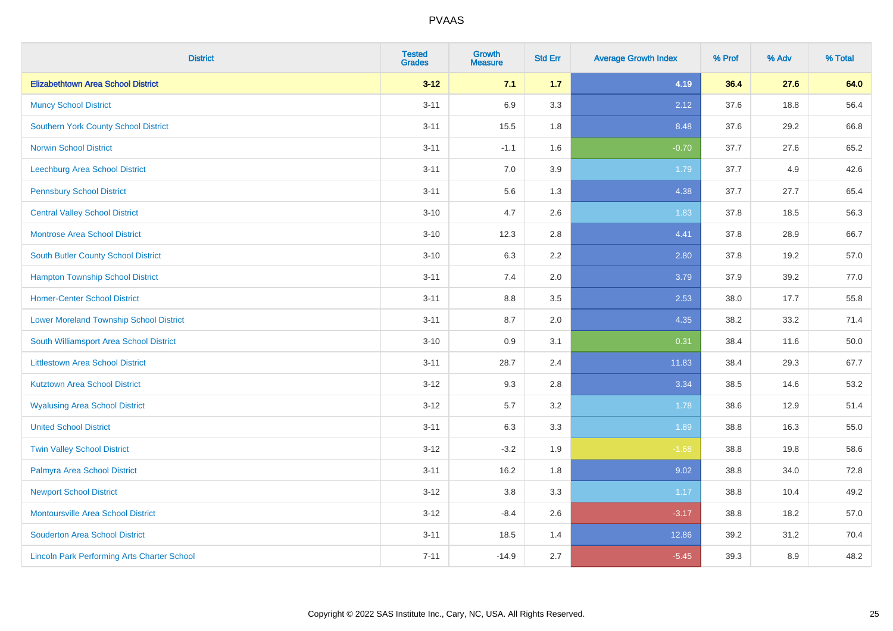# PVAAS

| District | Tested Grades | Growth Measure | Std Err | Average Growth Index | % Prof | % Adv | % Total |
|---|---|---|---|---|---|---|---|
| **Elizabethtown Area School District** | **3-12** | **7.1** | **1.7** | **4.19** | **36.4** | **27.6** | **64.0** |
| Muncy School District | 3-11 | 6.9 | 3.3 | 2.12 | 37.6 | 18.8 | 56.4 |
| Southern York County School District | 3-11 | 15.5 | 1.8 | 8.48 | 37.6 | 29.2 | 66.8 |
| Norwin School District | 3-11 | -1.1 | 1.6 | -0.70 | 37.7 | 27.6 | 65.2 |
| Leechburg Area School District | 3-11 | 7.0 | 3.9 | 1.79 | 37.7 | 4.9 | 42.6 |
| Pennsbury School District | 3-11 | 5.6 | 1.3 | 4.38 | 37.7 | 27.7 | 65.4 |
| Central Valley School District | 3-10 | 4.7 | 2.6 | 1.83 | 37.8 | 18.5 | 56.3 |
| Montrose Area School District | 3-10 | 12.3 | 2.8 | 4.41 | 37.8 | 28.9 | 66.7 |
| South Butler County School District | 3-10 | 6.3 | 2.2 | 2.80 | 37.8 | 19.2 | 57.0 |
| Hampton Township School District | 3-11 | 7.4 | 2.0 | 3.79 | 37.9 | 39.2 | 77.0 |
| Homer-Center School District | 3-11 | 8.8 | 3.5 | 2.53 | 38.0 | 17.7 | 55.8 |
| Lower Moreland Township School District | 3-11 | 8.7 | 2.0 | 4.35 | 38.2 | 33.2 | 71.4 |
| South Williamsport Area School District | 3-10 | 0.9 | 3.1 | 0.31 | 38.4 | 11.6 | 50.0 |
| Littlestown Area School District | 3-11 | 28.7 | 2.4 | 11.83 | 38.4 | 29.3 | 67.7 |
| Kutztown Area School District | 3-12 | 9.3 | 2.8 | 3.34 | 38.5 | 14.6 | 53.2 |
| Wyalusing Area School District | 3-12 | 5.7 | 3.2 | 1.78 | 38.6 | 12.9 | 51.4 |
| United School District | 3-11 | 6.3 | 3.3 | 1.89 | 38.8 | 16.3 | 55.0 |
| Twin Valley School District | 3-12 | -3.2 | 1.9 | -1.68 | 38.8 | 19.8 | 58.6 |
| Palmyra Area School District | 3-11 | 16.2 | 1.8 | 9.02 | 38.8 | 34.0 | 72.8 |
| Newport School District | 3-12 | 3.8 | 3.3 | 1.17 | 38.8 | 10.4 | 49.2 |
| Montoursville Area School District | 3-12 | -8.4 | 2.6 | -3.17 | 38.8 | 18.2 | 57.0 |
| Souderton Area School District | 3-11 | 18.5 | 1.4 | 12.86 | 39.2 | 31.2 | 70.4 |
| Lincoln Park Performing Arts Charter School | 7-11 | -14.9 | 2.7 | -5.45 | 39.3 | 8.9 | 48.2 |

Copyright © 2022 SAS Institute Inc., Cary, NC, USA. All Rights Reserved.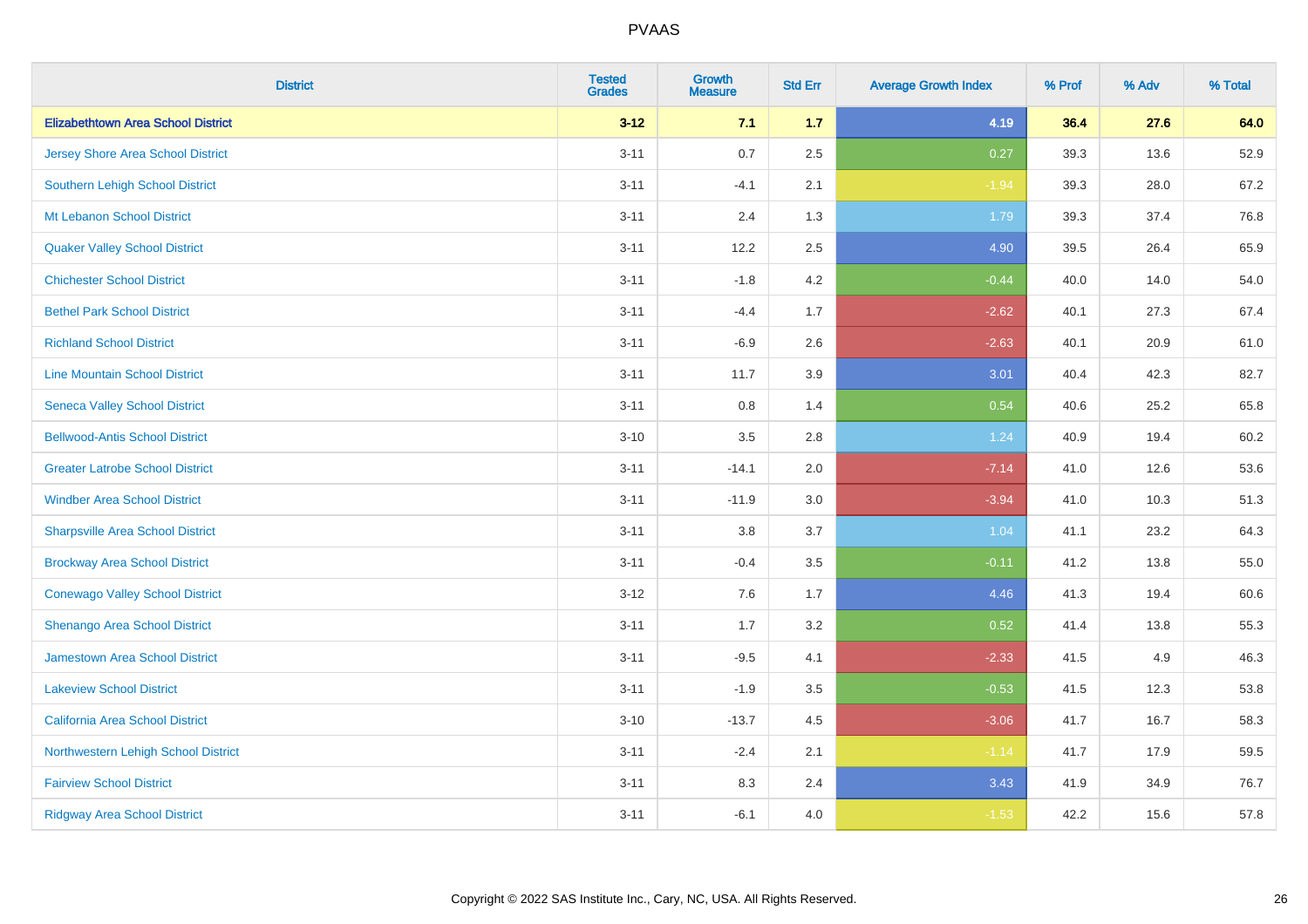# PVAAS

| District | Tested Grades | Growth Measure | Std Err | Average Growth Index | % Prof | % Adv | % Total |
|---|---|---|---|---|---|---|---|
| **Elizabethtown Area School District** | **3-12** | **7.1** | **1.7** | **4.19** | **36.4** | **27.6** | **64.0** |
| Jersey Shore Area School District | 3-11 | 0.7 | 2.5 | 0.27 | 39.3 | 13.6 | 52.9 |
| Southern Lehigh School District | 3-11 | -4.1 | 2.1 | -1.94 | 39.3 | 28.0 | 67.2 |
| Mt Lebanon School District | 3-11 | 2.4 | 1.3 | 1.79 | 39.3 | 37.4 | 76.8 |
| Quaker Valley School District | 3-11 | 12.2 | 2.5 | 4.90 | 39.5 | 26.4 | 65.9 |
| Chichester School District | 3-11 | -1.8 | 4.2 | -0.44 | 40.0 | 14.0 | 54.0 |
| Bethel Park School District | 3-11 | -4.4 | 1.7 | -2.62 | 40.1 | 27.3 | 67.4 |
| Richland School District | 3-11 | -6.9 | 2.6 | -2.63 | 40.1 | 20.9 | 61.0 |
| Line Mountain School District | 3-11 | 11.7 | 3.9 | 3.01 | 40.4 | 42.3 | 82.7 |
| Seneca Valley School District | 3-11 | 0.8 | 1.4 | 0.54 | 40.6 | 25.2 | 65.8 |
| Bellwood-Antis School District | 3-10 | 3.5 | 2.8 | 1.24 | 40.9 | 19.4 | 60.2 |
| Greater Latrobe School District | 3-11 | -14.1 | 2.0 | -7.14 | 41.0 | 12.6 | 53.6 |
| Windber Area School District | 3-11 | -11.9 | 3.0 | -3.94 | 41.0 | 10.3 | 51.3 |
| Sharpsville Area School District | 3-11 | 3.8 | 3.7 | 1.04 | 41.1 | 23.2 | 64.3 |
| Brockway Area School District | 3-11 | -0.4 | 3.5 | -0.11 | 41.2 | 13.8 | 55.0 |
| Conewago Valley School District | 3-12 | 7.6 | 1.7 | 4.46 | 41.3 | 19.4 | 60.6 |
| Shenango Area School District | 3-11 | 1.7 | 3.2 | 0.52 | 41.4 | 13.8 | 55.3 |
| Jamestown Area School District | 3-11 | -9.5 | 4.1 | -2.33 | 41.5 | 4.9 | 46.3 |
| Lakeview School District | 3-11 | -1.9 | 3.5 | -0.53 | 41.5 | 12.3 | 53.8 |
| California Area School District | 3-10 | -13.7 | 4.5 | -3.06 | 41.7 | 16.7 | 58.3 |
| Northwestern Lehigh School District | 3-11 | -2.4 | 2.1 | -1.14 | 41.7 | 17.9 | 59.5 |
| Fairview School District | 3-11 | 8.3 | 2.4 | 3.43 | 41.9 | 34.9 | 76.7 |
| Ridgway Area School District | 3-11 | -6.1 | 4.0 | -1.53 | 42.2 | 15.6 | 57.8 |

Copyright © 2022 SAS Institute Inc., Cary, NC, USA. All Rights Reserved.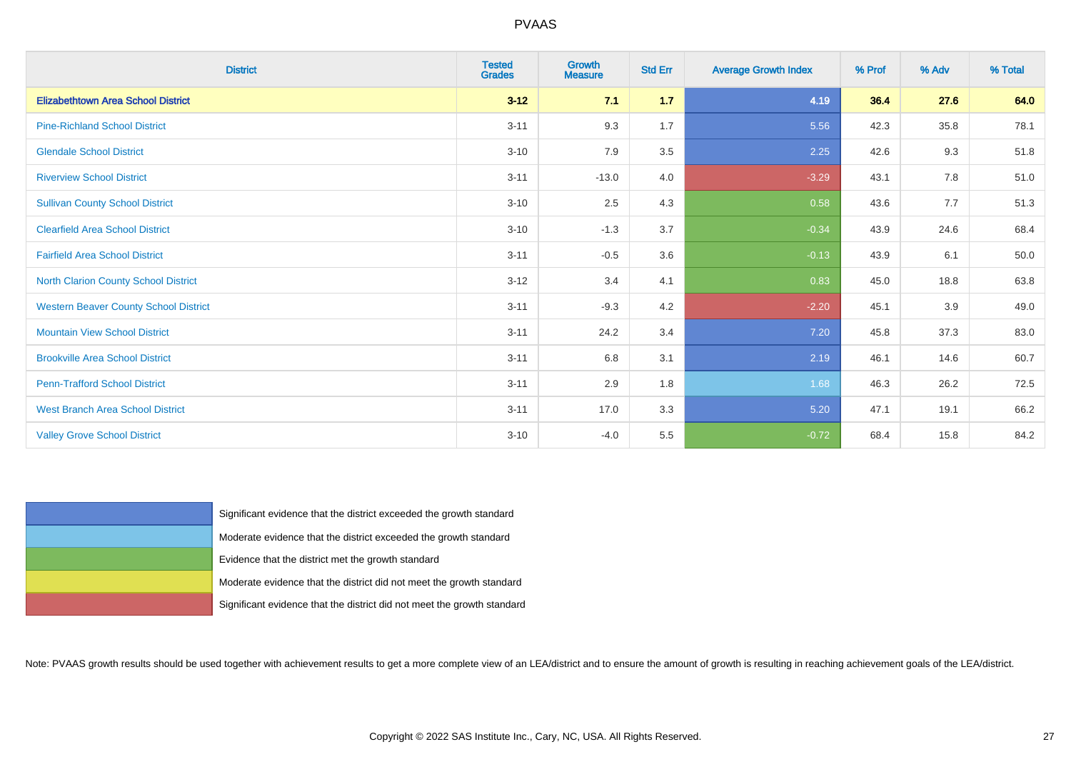# PVAAS

| District | Tested Grades | Growth Measure | Std Err | Average Growth Index | % Prof | % Adv | % Total |
|---|---|---|---|---|---|---|---|
| **Elizabethtown Area School District** | **3-12** | **7.1** | **1.7** | **4.19** | **36.4** | **27.6** | **64.0** |
| Pine-Richland School District | 3-11 | 9.3 | 1.7 | 5.56 | 42.3 | 35.8 | 78.1 |
| Glendale School District | 3-10 | 7.9 | 3.5 | 2.25 | 42.6 | 9.3 | 51.8 |
| Riverview School District | 3-11 | -13.0 | 4.0 | -3.29 | 43.1 | 7.8 | 51.0 |
| Sullivan County School District | 3-10 | 2.5 | 4.3 | 0.58 | 43.6 | 7.7 | 51.3 |
| Clearfield Area School District | 3-10 | -1.3 | 3.7 | -0.34 | 43.9 | 24.6 | 68.4 |
| Fairfield Area School District | 3-11 | -0.5 | 3.6 | -0.13 | 43.9 | 6.1 | 50.0 |
| North Clarion County School District | 3-12 | 3.4 | 4.1 | 0.83 | 45.0 | 18.8 | 63.8 |
| Western Beaver County School District | 3-11 | -9.3 | 4.2 | -2.20 | 45.1 | 3.9 | 49.0 |
| Mountain View School District | 3-11 | 24.2 | 3.4 | 7.20 | 45.8 | 37.3 | 83.0 |
| Brookville Area School District | 3-11 | 6.8 | 3.1 | 2.19 | 46.1 | 14.6 | 60.7 |
| Penn-Trafford School District | 3-11 | 2.9 | 1.8 | 1.68 | 46.3 | 26.2 | 72.5 |
| West Branch Area School District | 3-11 | 17.0 | 3.3 | 5.20 | 47.1 | 19.1 | 66.2 |
| Valley Grove School District | 3-10 | -4.0 | 5.5 | -0.72 | 68.4 | 15.8 | 84.2 |

- Significant evidence that the district exceeded the growth standard
- Moderate evidence that the district exceeded the growth standard
- Evidence that the district met the growth standard
- Moderate evidence that the district did not meet the growth standard
- Significant evidence that the district did not meet the growth standard

Note: PVAAS growth results should be used together with achievement results to get a more complete view of an LEA/district and to ensure the amount of growth is resulting in reaching achievement goals of the LEA/district.

Copyright © 2022 SAS Institute Inc., Cary, NC, USA. All Rights Reserved.